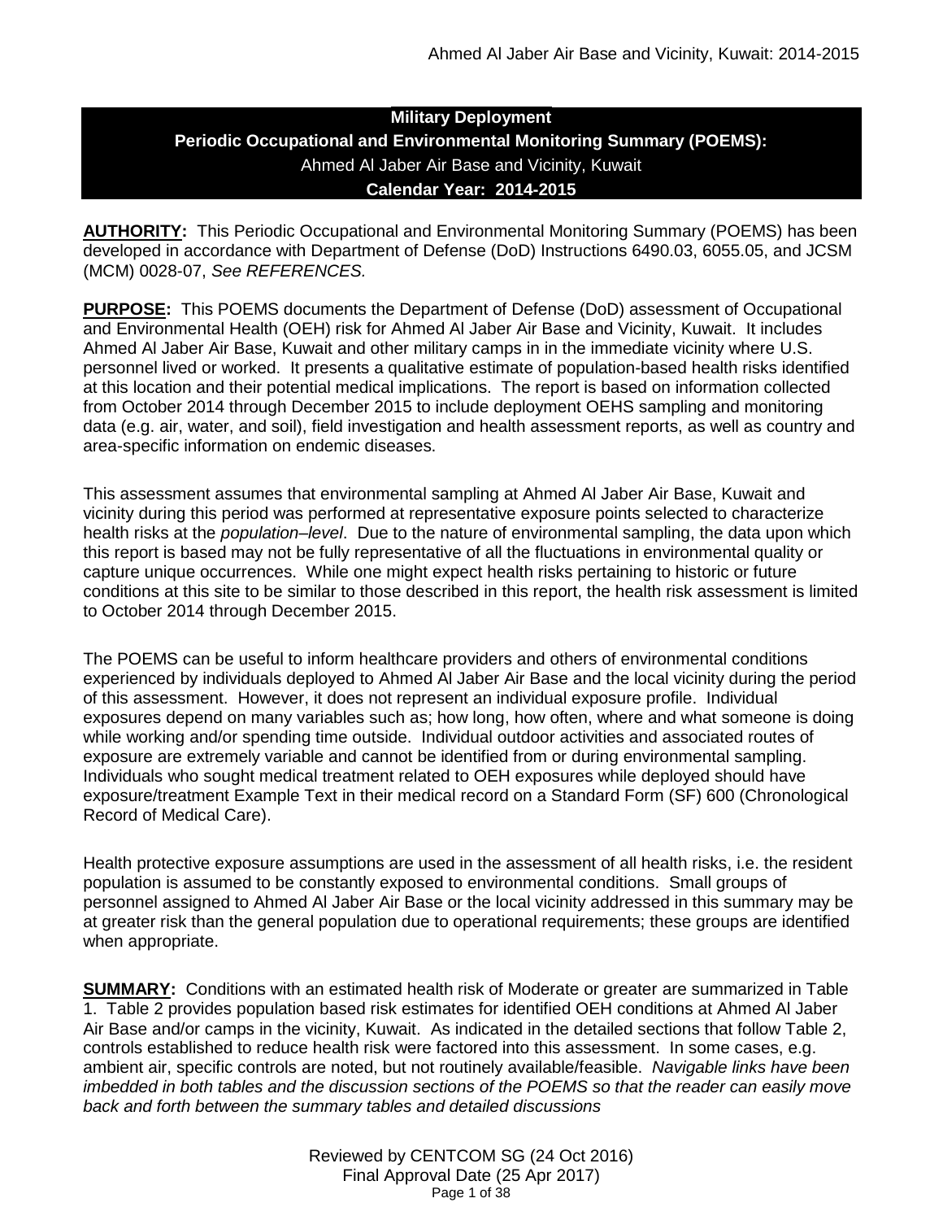# Military Deployment

## Periodic Occupational and Environmental Monitoring Summary (POEMS):

Ahmed Al Jaber Air Base and Vicinity, Kuwait

**Calendar Year: 2014-2015**

**AUTHORITY:** This Periodic Occupational and Environmental Monitoring Summary (POEMS) has been developed in accordance with Department of Defense (DoD) Instructions 6490.03, 6055.05, and JCSM (MCM) 0028-07, *See REFERENCES.*

**PURPOSE:** This POEMS documents the Department of Defense (DoD) assessment of Occupational and Environmental Health (OEH) risk for Ahmed Al Jaber Air Base and Vicinity, Kuwait. It includes Ahmed Al Jaber Air Base, Kuwait and other military camps in in the immediate vicinity where U.S. personnel lived or worked. It presents a qualitative estimate of population-based health risks identified at this location and their potential medical implications. The report is based on information collected from October 2014 through December 2015 to include deployment OEHS sampling and monitoring data (e.g. air, water, and soil), field investigation and health assessment reports, as well as country and area-specific information on endemic diseases.

This assessment assumes that environmental sampling at Ahmed Al Jaber Air Base, Kuwait and vicinity during this period was performed at representative exposure points selected to characterize health risks at the *population–level*. Due to the nature of environmental sampling, the data upon which this report is based may not be fully representative of all the fluctuations in environmental quality or capture unique occurrences. While one might expect health risks pertaining to historic or future conditions at this site to be similar to those described in this report, the health risk assessment is limited to October 2014 through December 2015.

The POEMS can be useful to inform healthcare providers and others of environmental conditions experienced by individuals deployed to Ahmed Al Jaber Air Base and the local vicinity during the period of this assessment. However, it does not represent an individual exposure profile. Individual exposures depend on many variables such as; how long, how often, where and what someone is doing while working and/or spending time outside. Individual outdoor activities and associated routes of exposure are extremely variable and cannot be identified from or during environmental sampling. Individuals who sought medical treatment related to OEH exposures while deployed should have exposure/treatment Example Text in their medical record on a Standard Form (SF) 600 (Chronological Record of Medical Care).

Health protective exposure assumptions are used in the assessment of all health risks, i.e. the resident population is assumed to be constantly exposed to environmental conditions. Small groups of personnel assigned to Ahmed Al Jaber Air Base or the local vicinity addressed in this summary may be at greater risk than the general population due to operational requirements; these groups are identified when appropriate.

**SUMMARY:** Conditions with an estimated health risk of Moderate or greater are summarized in Table 1. Table 2 provides population based risk estimates for identified OEH conditions at Ahmed Al Jaber Air Base and/or camps in the vicinity, Kuwait. As indicated in the detailed sections that follow Table 2, controls established to reduce health risk were factored into this assessment. In some cases, e.g. ambient air, specific controls are noted, but not routinely available/feasible. *Navigable links have been imbedded in both tables and the discussion sections of the POEMS so that the reader can easily move back and forth between the summary tables and detailed discussions*

Reviewed by CENTCOM SG (24 Oct 2016)
Final Approval Date (25 Apr 2017)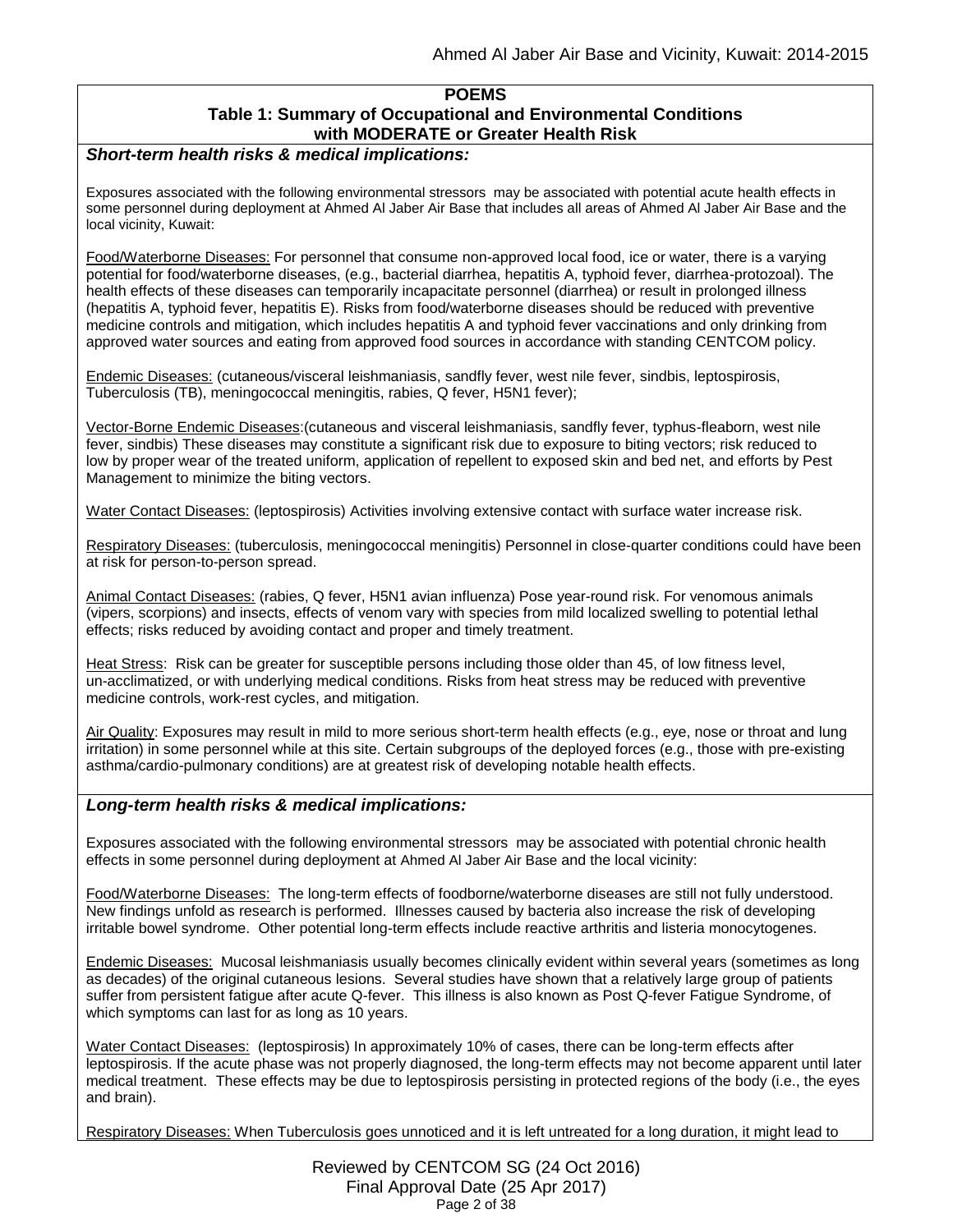**POEMS**

**Table 1: Summary of Occupational and Environmental Conditions with MODERATE or Greater Health Risk**

***Short-term health risks & medical implications:***

Exposures associated with the following environmental stressors may be associated with potential acute health effects in some personnel during deployment at Ahmed Al Jaber Air Base that includes all areas of Ahmed Al Jaber Air Base and the local vicinity, Kuwait:

Food/Waterborne Diseases: For personnel that consume non-approved local food, ice or water, there is a varying potential for food/waterborne diseases, (e.g., bacterial diarrhea, hepatitis A, typhoid fever, diarrhea-protozoal). The health effects of these diseases can temporarily incapacitate personnel (diarrhea) or result in prolonged illness (hepatitis A, typhoid fever, hepatitis E). Risks from food/waterborne diseases should be reduced with preventive medicine controls and mitigation, which includes hepatitis A and typhoid fever vaccinations and only drinking from approved water sources and eating from approved food sources in accordance with standing CENTCOM policy.

Endemic Diseases: (cutaneous/visceral leishmaniasis, sandfly fever, west nile fever, sindbis, leptospirosis, Tuberculosis (TB), meningococcal meningitis, rabies, Q fever, H5N1 fever);

Vector-Borne Endemic Diseases:(cutaneous and visceral leishmaniasis, sandfly fever, typhus-fleaborn, west nile fever, sindbis) These diseases may constitute a significant risk due to exposure to biting vectors; risk reduced to low by proper wear of the treated uniform, application of repellent to exposed skin and bed net, and efforts by Pest Management to minimize the biting vectors.

Water Contact Diseases: (leptospirosis) Activities involving extensive contact with surface water increase risk.

Respiratory Diseases: (tuberculosis, meningococcal meningitis) Personnel in close-quarter conditions could have been at risk for person-to-person spread.

Animal Contact Diseases: (rabies, Q fever, H5N1 avian influenza) Pose year-round risk. For venomous animals (vipers, scorpions) and insects, effects of venom vary with species from mild localized swelling to potential lethal effects; risks reduced by avoiding contact and proper and timely treatment.

Heat Stress: Risk can be greater for susceptible persons including those older than 45, of low fitness level, un-acclimatized, or with underlying medical conditions. Risks from heat stress may be reduced with preventive medicine controls, work-rest cycles, and mitigation.

Air Quality: Exposures may result in mild to more serious short-term health effects (e.g., eye, nose or throat and lung irritation) in some personnel while at this site. Certain subgroups of the deployed forces (e.g., those with pre-existing asthma/cardio-pulmonary conditions) are at greatest risk of developing notable health effects.

***Long-term health risks & medical implications:***

Exposures associated with the following environmental stressors may be associated with potential chronic health effects in some personnel during deployment at Ahmed Al Jaber Air Base and the local vicinity:

Food/Waterborne Diseases: The long-term effects of foodborne/waterborne diseases are still not fully understood. New findings unfold as research is performed. Illnesses caused by bacteria also increase the risk of developing irritable bowel syndrome. Other potential long-term effects include reactive arthritis and listeria monocytogenes.

Endemic Diseases: Mucosal leishmaniasis usually becomes clinically evident within several years (sometimes as long as decades) of the original cutaneous lesions. Several studies have shown that a relatively large group of patients suffer from persistent fatigue after acute Q-fever. This illness is also known as Post Q-fever Fatigue Syndrome, of which symptoms can last for as long as 10 years.

Water Contact Diseases: (leptospirosis) In approximately 10% of cases, there can be long-term effects after leptospirosis. If the acute phase was not properly diagnosed, the long-term effects may not become apparent until later medical treatment. These effects may be due to leptospirosis persisting in protected regions of the body (i.e., the eyes and brain).

Respiratory Diseases: When Tuberculosis goes unnoticed and it is left untreated for a long duration, it might lead to

Reviewed by CENTCOM SG (24 Oct 2016)
Final Approval Date (25 Apr 2017)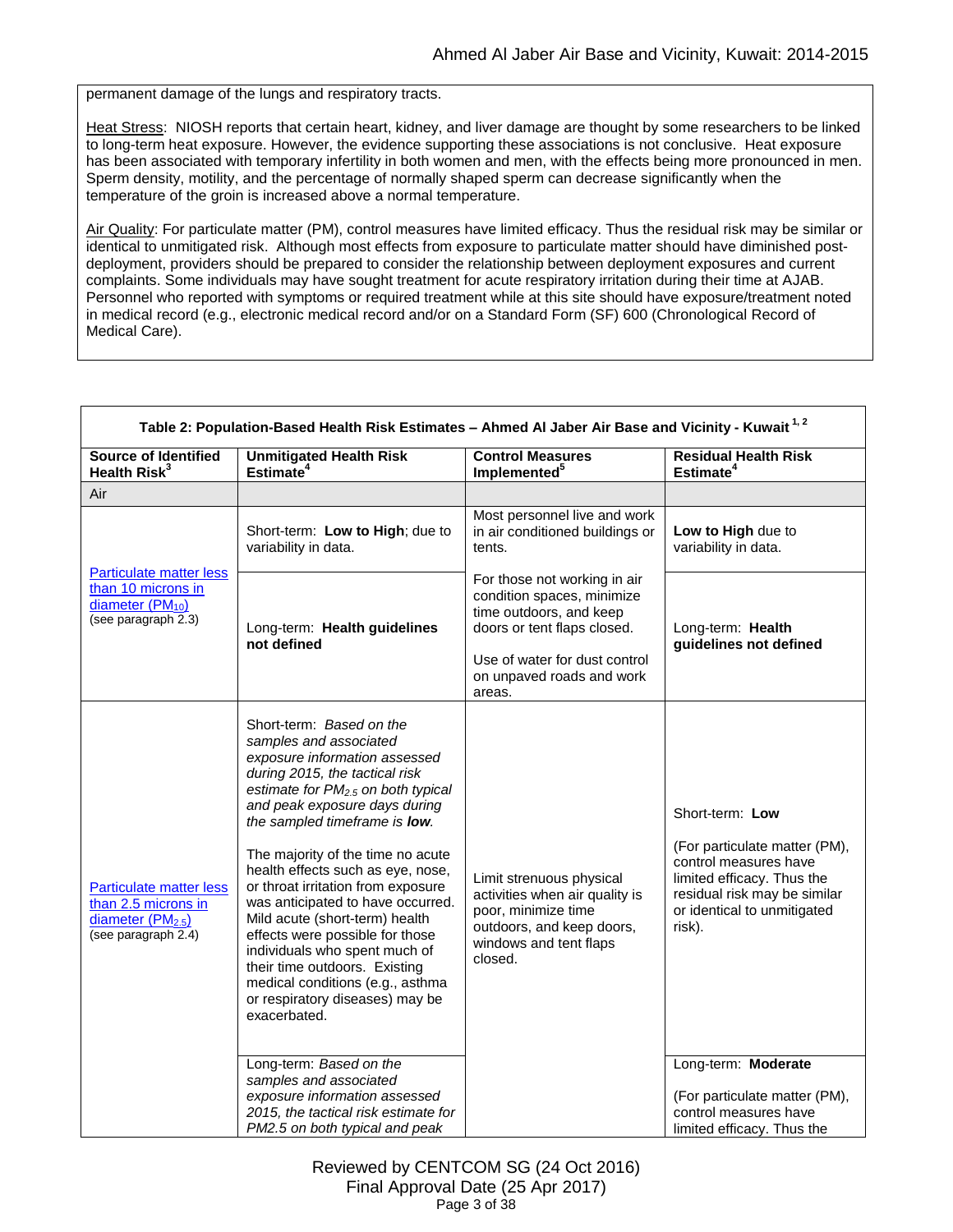permanent damage of the lungs and respiratory tracts.

Heat Stress: NIOSH reports that certain heart, kidney, and liver damage are thought by some researchers to be linked to long-term heat exposure. However, the evidence supporting these associations is not conclusive. Heat exposure has been associated with temporary infertility in both women and men, with the effects being more pronounced in men. Sperm density, motility, and the percentage of normally shaped sperm can decrease significantly when the temperature of the groin is increased above a normal temperature.

Air Quality: For particulate matter (PM), control measures have limited efficacy. Thus the residual risk may be similar or identical to unmitigated risk. Although most effects from exposure to particulate matter should have diminished post-deployment, providers should be prepared to consider the relationship between deployment exposures and current complaints. Some individuals may have sought treatment for acute respiratory irritation during their time at AJAB. Personnel who reported with symptoms or required treatment while at this site should have exposure/treatment noted in medical record (e.g., electronic medical record and/or on a Standard Form (SF) 600 (Chronological Record of Medical Care).

**Table 2: Population-Based Health Risk Estimates – Ahmed Al Jaber Air Base and Vicinity - Kuwait [1, 2]**

| Source of Identified Health Risk[3] | Unmitigated Health Risk Estimate[4] | Control Measures Implemented[5] | Residual Health Risk Estimate[4] |
|---|---|---|---|
| Air | | | |
| Particulate matter less than 10 microns in diameter ($PM_{10}$) (see paragraph 2.3) | Short-term: **Low to High**; due to variability in data. | Most personnel live and work in air conditioned buildings or tents. | **Low to High** due to variability in data. |
| | Long-term: **Health guidelines not defined** | For those not working in air condition spaces, minimize time outdoors, and keep doors or tent flaps closed. Use of water for dust control on unpaved roads and work areas. | Long-term: **Health guidelines not defined** |
| Particulate matter less than 2.5 microns in diameter ($PM_{2.5}$) (see paragraph 2.4) | Short-term: *Based on the samples and associated exposure information assessed during 2015, the tactical risk estimate for $PM_{2.5}$ on both typical and peak exposure days during the sampled timeframe is **low**.* The majority of the time no acute health effects such as eye, nose, or throat irritation from exposure was anticipated to have occurred. Mild acute (short-term) health effects were possible for those individuals who spent much of their time outdoors. Existing medical conditions (e.g., asthma or respiratory diseases) may be exacerbated. | Limit strenuous physical activities when air quality is poor, minimize time outdoors, and keep doors, windows and tent flaps closed. | Short-term: **Low** (For particulate matter (PM), control measures have limited efficacy. Thus the residual risk may be similar or identical to unmitigated risk). |
| | Long-term: *Based on the samples and associated exposure information assessed 2015, the tactical risk estimate for PM2.5 on both typical and peak* | | Long-term: **Moderate** (For particulate matter (PM), control measures have limited efficacy. Thus the |

Reviewed by CENTCOM SG (24 Oct 2016)
Final Approval Date (25 Apr 2017)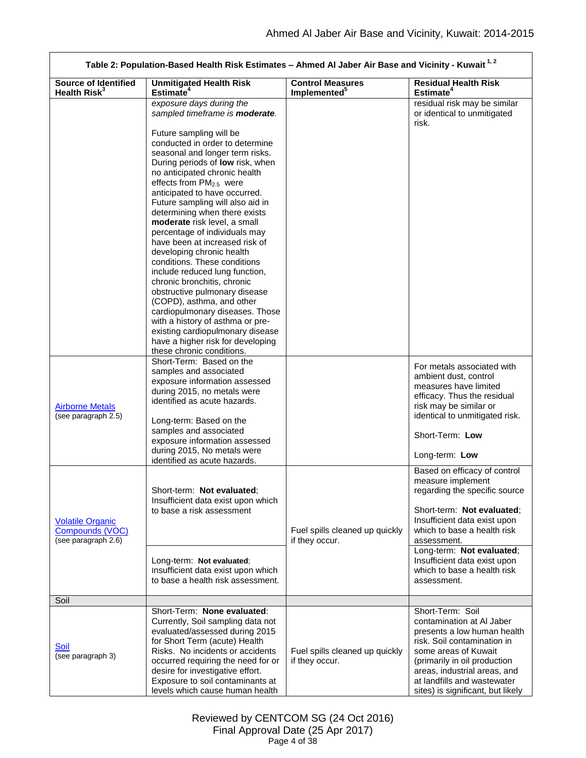| Table 2: Population-Based Health Risk Estimates – Ahmed Al Jaber Air Base and Vicinity - Kuwait [1, 2] | | | |
|---|---|---|---|
| **Source of Identified Health Risk[3]** | **Unmitigated Health Risk Estimate[4]** | **Control Measures Implemented[5]** | **Residual Health Risk Estimate[4]** |
| | *exposure days during the sampled timeframe is **moderate**.*<br><br>Future sampling will be conducted in order to determine seasonal and longer term risks. During periods of **low** risk, when no anticipated chronic health effects from $PM_{2.5}$ were anticipated to have occurred. Future sampling will also aid in determining when there exists **moderate** risk level, a small percentage of individuals may have been at increased risk of developing chronic health conditions. These conditions include reduced lung function, chronic bronchitis, chronic obstructive pulmonary disease (COPD), asthma, and other cardiopulmonary diseases. Those with a history of asthma or pre-existing cardiopulmonary disease have a higher risk for developing these chronic conditions. | | residual risk may be similar or identical to unmitigated risk. |
| Airborne Metals<br>(see paragraph 2.5) | Short-Term: Based on the samples and associated exposure information assessed during 2015, no metals were identified as acute hazards.<br><br>Long-term: Based on the samples and associated exposure information assessed during 2015, No metals were identified as acute hazards. | | For metals associated with ambient dust, control measures have limited efficacy. Thus the residual risk may be similar or identical to unmitigated risk.<br><br>Short-Term: **Low**<br><br>Long-term: **Low** |
| Volatile Organic Compounds (VOC)<br>(see paragraph 2.6) | Short-term: **Not evaluated**; Insufficient data exist upon which to base a risk assessment | Fuel spills cleaned up quickly if they occur. | Based on efficacy of control measure implement regarding the specific source<br><br>Short-term: **Not evaluated**; Insufficient data exist upon which to base a health risk assessment. |
| | Long-term: **Not evaluated**; Insufficient data exist upon which to base a health risk assessment. | | Long-term: **Not evaluated**; Insufficient data exist upon which to base a health risk assessment. |
| Soil | | | |
| Soil<br>(see paragraph 3) | Short-Term: **None evaluated**: Currently, Soil sampling data not evaluated/assessed during 2015 for Short Term (acute) Health Risks. No incidents or accidents occurred requiring the need for or desire for investigative effort. Exposure to soil contaminants at levels which cause human health | Fuel spills cleaned up quickly if they occur. | Short-Term: Soil contamination at Al Jaber presents a low human health risk. Soil contamination in some areas of Kuwait (primarily in oil production areas, industrial areas, and at landfills and wastewater sites) is significant, but likely |

Reviewed by CENTCOM SG (24 Oct 2016)
Final Approval Date (25 Apr 2017)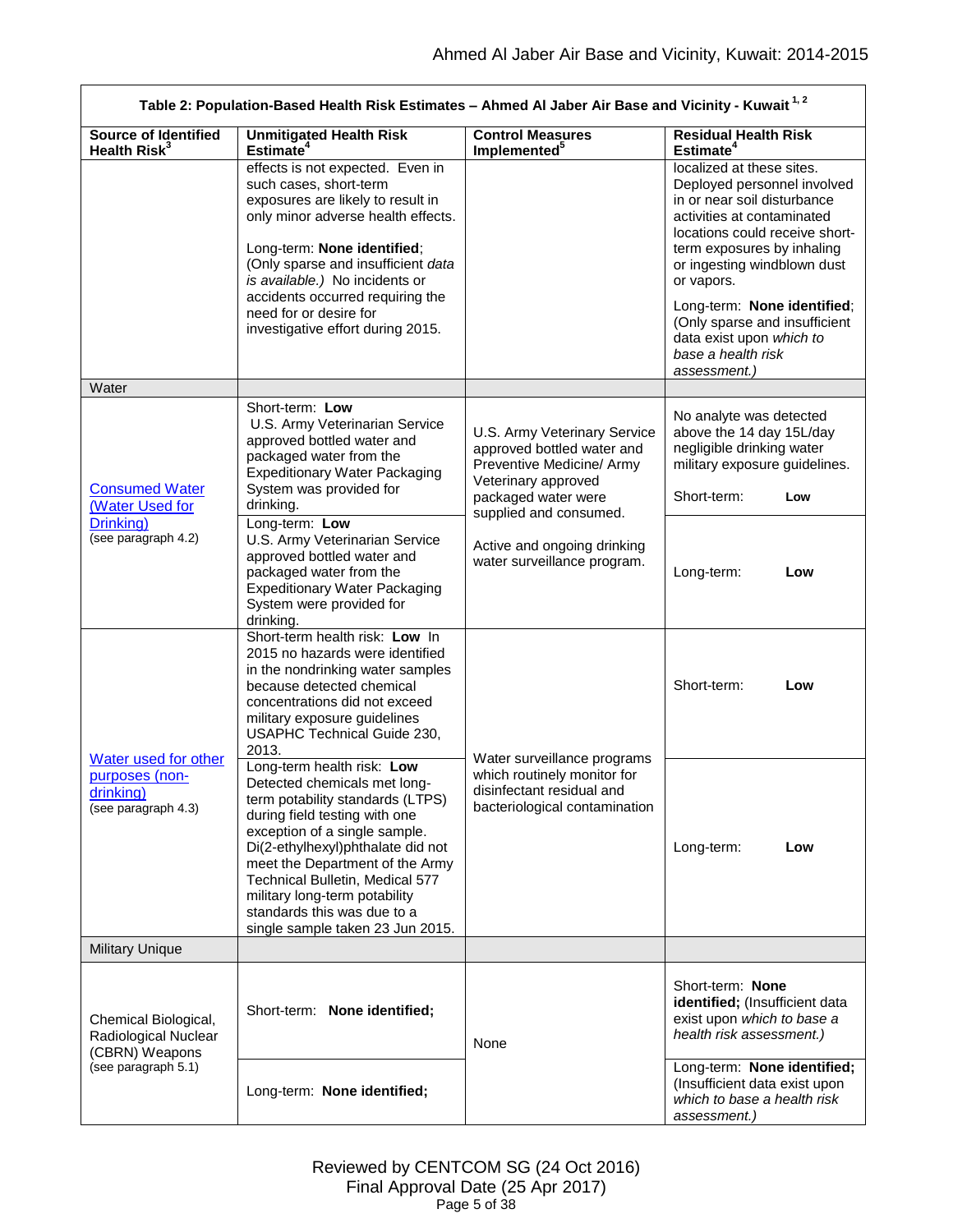| Table 2: Population-Based Health Risk Estimates – Ahmed Al Jaber Air Base and Vicinity - Kuwait [1, 2] | | | |
|---|---|---|---|
| **Source of Identified Health Risk**[3] | **Unmitigated Health Risk Estimate**[4] | **Control Measures Implemented**[5] | **Residual Health Risk Estimate**[4] |
| | effects is not expected. Even in such cases, short-term exposures are likely to result in only minor adverse health effects.<br><br>Long-term: **None identified**; (Only sparse and insufficient *data is available.)* No incidents or accidents occurred requiring the need for or desire for investigative effort during 2015. | | localized at these sites. Deployed personnel involved in or near soil disturbance activities at contaminated locations could receive short-term exposures by inhaling or ingesting windblown dust or vapors.<br><br>Long-term: **None identified**; (Only sparse and insufficient data exist upon *which to base a health risk assessment.)* |
| Water | | | |
| Consumed Water (Water Used for Drinking) (see paragraph 4.2) | Short-term: **Low** U.S. Army Veterinarian Service approved bottled water and packaged water from the Expeditionary Water Packaging System was provided for drinking. | U.S. Army Veterinary Service approved bottled water and Preventive Medicine/ Army Veterinary approved packaged water were supplied and consumed.<br><br>Active and ongoing drinking water surveillance program. | No analyte was detected above the 14 day 15L/day negligible drinking water military exposure guidelines.<br><br>Short-term: **Low** |
| | Long-term: **Low** U.S. Army Veterinarian Service approved bottled water and packaged water from the Expeditionary Water Packaging System were provided for drinking. | | Long-term: **Low** |
| Water used for other purposes (non-drinking) (see paragraph 4.3) | Short-term health risk: **Low** In 2015 no hazards were identified in the nondrinking water samples because detected chemical concentrations did not exceed military exposure guidelines USAPHC Technical Guide 230, 2013. | Water surveillance programs which routinely monitor for disinfectant residual and bacteriological contamination | Short-term: **Low** |
| | Long-term health risk: **Low** Detected chemicals met long-term potability standards (LTPS) during field testing with one exception of a single sample. Di(2-ethylhexyl)phthalate did not meet the Department of the Army Technical Bulletin, Medical 577 military long-term potability standards this was due to a single sample taken 23 Jun 2015. | | Long-term: **Low** |
| Military Unique | | | |
| Chemical Biological, Radiological Nuclear (CBRN) Weapons (see paragraph 5.1) | Short-term: **None identified;** | None | Short-term: **None identified;** (Insufficient data exist upon *which to base a health risk assessment.)* |
| | Long-term: **None identified;** | | Long-term: **None identified;** (Insufficient data exist upon *which to base a health risk assessment.)* |

Reviewed by CENTCOM SG (24 Oct 2016)
Final Approval Date (25 Apr 2017)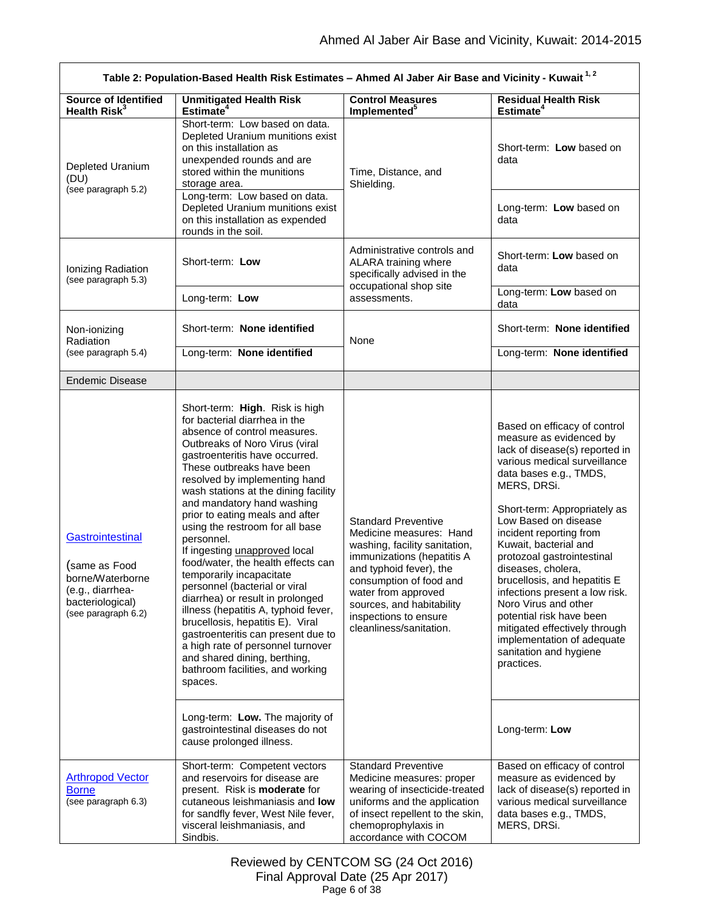| Table 2: Population-Based Health Risk Estimates – Ahmed Al Jaber Air Base and Vicinity - Kuwait [1, 2] | | | |
|---|---|---|---|
| **Source of Identified Health Risk[3]** | **Unmitigated Health Risk Estimate[4]** | **Control Measures Implemented[5]** | **Residual Health Risk Estimate[4]** |
| Depleted Uranium (DU) (see paragraph 5.2) | Short-term: Low based on data. Depleted Uranium munitions exist on this installation as unexpended rounds and are stored within the munitions storage area. | Time, Distance, and Shielding. | Short-term: **Low** based on data |
| | Long-term: Low based on data. Depleted Uranium munitions exist on this installation as expended rounds in the soil. | | Long-term: **Low** based on data |
| Ionizing Radiation (see paragraph 5.3) | Short-term: **Low** | Administrative controls and ALARA training where specifically advised in the occupational shop site assessments. | Short-term: **Low** based on data |
| | Long-term: **Low** | | Long-term: **Low** based on data |
| Non-ionizing Radiation (see paragraph 5.4) | Short-term: **None identified** | None | Short-term: **None identified** |
| | Long-term: **None identified** | | Long-term: **None identified** |
| Endemic Disease | | | |
| Gastrointestinal (same as Food borne/Waterborne (e.g., diarrhea-bacteriological) (see paragraph 6.2) | Short-term: **High**. Risk is high for bacterial diarrhea in the absence of control measures. Outbreaks of Noro Virus (viral gastroenteritis have occurred. These outbreaks have been resolved by implementing hand wash stations at the dining facility and mandatory hand washing prior to eating meals and after using the restroom for all base personnel. If ingesting unapproved local food/water, the health effects can temporarily incapacitate personnel (bacterial or viral diarrhea) or result in prolonged illness (hepatitis A, typhoid fever, brucellosis, hepatitis E). Viral gastroenteritis can present due to a high rate of personnel turnover and shared dining, berthing, bathroom facilities, and working spaces. | Standard Preventive Medicine measures: Hand washing, facility sanitation, immunizations (hepatitis A and typhoid fever), the consumption of food and water from approved sources, and habitability inspections to ensure cleanliness/sanitation. | Based on efficacy of control measure as evidenced by lack of disease(s) reported in various medical surveillance data bases e.g., TMDS, MERS, DRSi. Short-term: Appropriately as Low Based on disease incident reporting from Kuwait, bacterial and protozoal gastrointestinal diseases, cholera, brucellosis, and hepatitis E infections present a low risk. Noro Virus and other potential risk have been mitigated effectively through implementation of adequate sanitation and hygiene practices. |
| | Long-term: **Low.** The majority of gastrointestinal diseases do not cause prolonged illness. | | Long-term: **Low** |
| Arthropod Vector Borne (see paragraph 6.3) | Short-term: Competent vectors and reservoirs for disease are present. Risk is **moderate** for cutaneous leishmaniasis and **low** for sandfly fever, West Nile fever, visceral leishmaniasis, and Sindbis. | Standard Preventive Medicine measures: proper wearing of insecticide-treated uniforms and the application of insect repellent to the skin, chemoprophylaxis in accordance with COCOM | Based on efficacy of control measure as evidenced by lack of disease(s) reported in various medical surveillance data bases e.g., TMDS, MERS, DRSi. |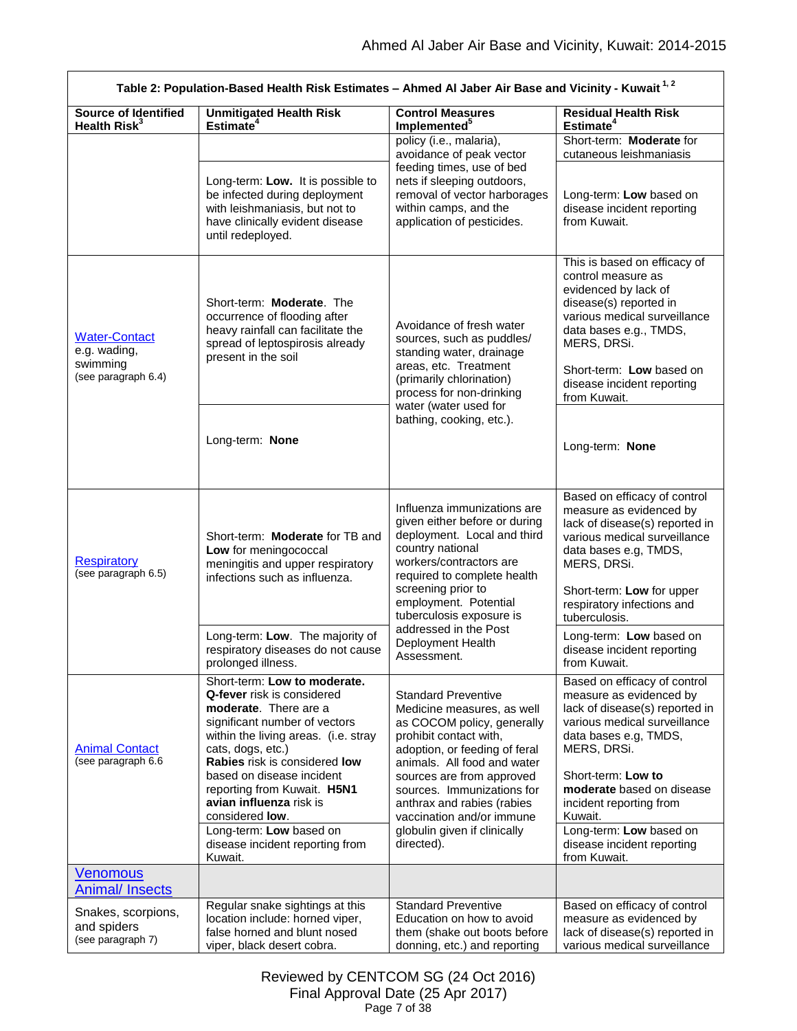| Table 2: Population-Based Health Risk Estimates – Ahmed Al Jaber Air Base and Vicinity - Kuwait [1, 2] | | | |
|---|---|---|---|
| **Source of Identified Health Risk[3]** | **Unmitigated Health Risk Estimate[4]** | **Control Measures Implemented[5]** | **Residual Health Risk Estimate[4]** |
| | | policy (i.e., malaria), avoidance of peak vector feeding times, use of bed nets if sleeping outdoors, removal of vector harborages within camps, and the application of pesticides. | Short-term: **Moderate** for cutaneous leishmaniasis |
| | Long-term: **Low.** It is possible to be infected during deployment with leishmaniasis, but not to have clinically evident disease until redeployed. | | Long-term: **Low** based on disease incident reporting from Kuwait. |
| Water-Contact e.g. wading, swimming (see paragraph 6.4) | Short-term: **Moderate**. The occurrence of flooding after heavy rainfall can facilitate the spread of leptospirosis already present in the soil | Avoidance of fresh water sources, such as puddles/ standing water, drainage areas, etc. Treatment (primarily chlorination) process for non-drinking water (water used for bathing, cooking, etc.). | This is based on efficacy of control measure as evidenced by lack of disease(s) reported in various medical surveillance data bases e.g., TMDS, MERS, DRSi.<br><br>Short-term: **Low** based on disease incident reporting from Kuwait. |
| | Long-term: **None** | | Long-term: **None** |
| Respiratory (see paragraph 6.5) | Short-term: **Moderate** for TB and **Low** for meningococcal meningitis and upper respiratory infections such as influenza. | Influenza immunizations are given either before or during deployment. Local and third country national workers/contractors are required to complete health screening prior to employment. Potential tuberculosis exposure is addressed in the Post Deployment Health Assessment. | Based on efficacy of control measure as evidenced by lack of disease(s) reported in various medical surveillance data bases e.g, TMDS, MERS, DRSi.<br><br>Short-term: **Low** for upper respiratory infections and tuberculosis. |
| | Long-term: **Low**. The majority of respiratory diseases do not cause prolonged illness. | | Long-term: **Low** based on disease incident reporting from Kuwait. |
| Animal Contact (see paragraph 6.6 | Short-term: **Low to moderate. Q-fever** risk is considered **moderate**. There are a significant number of vectors within the living areas. (i.e. stray cats, dogs, etc.)<br>**Rabies** risk is considered **low** based on disease incident reporting from Kuwait. **H5N1 avian influenza** risk is considered **low**. | Standard Preventive Medicine measures, as well as COCOM policy, generally prohibit contact with, adoption, or feeding of feral animals. All food and water sources are from approved sources. Immunizations for anthrax and rabies (rabies vaccination and/or immune globulin given if clinically directed). | Based on efficacy of control measure as evidenced by lack of disease(s) reported in various medical surveillance data bases e.g, TMDS, MERS, DRSi.<br><br>Short-term: **Low to moderate** based on disease incident reporting from Kuwait. |
| | Long-term: **Low** based on disease incident reporting from Kuwait. | | Long-term: **Low** based on disease incident reporting from Kuwait. |
| Venomous Animal/ Insects | | | |
| Snakes, scorpions, and spiders (see paragraph 7) | Regular snake sightings at this location include: horned viper, false horned and blunt nosed viper, black desert cobra. | Standard Preventive Education on how to avoid them (shake out boots before donning, etc.) and reporting | Based on efficacy of control measure as evidenced by lack of disease(s) reported in various medical surveillance |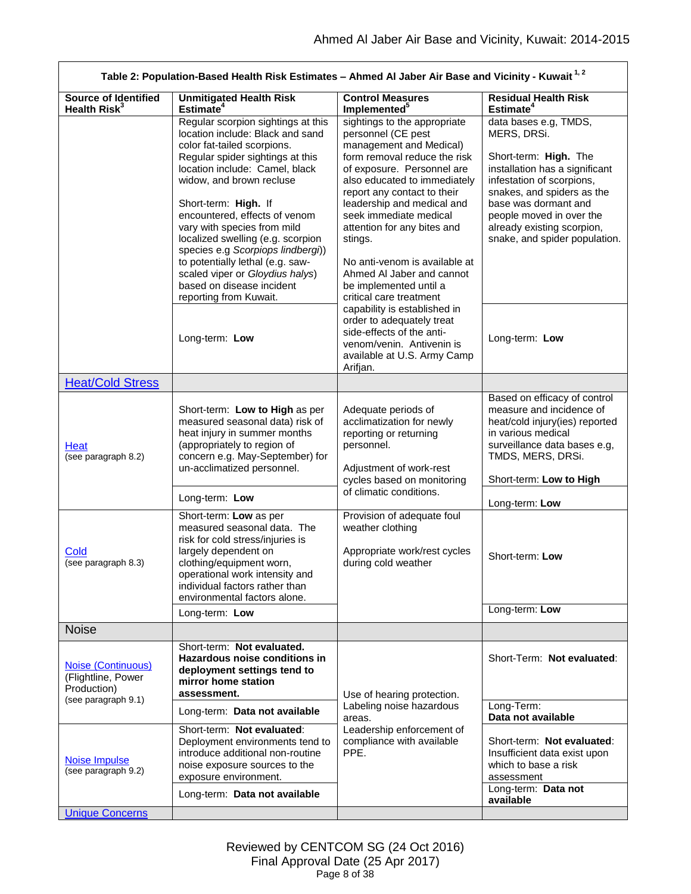| Table 2: Population-Based Health Risk Estimates – Ahmed Al Jaber Air Base and Vicinity - Kuwait [1, 2] | | | |
|---|---|---|---|
| **Source of Identified Health Risk[3]** | **Unmitigated Health Risk Estimate[4]** | **Control Measures Implemented[5]** | **Residual Health Risk Estimate[4]** |
| | Regular scorpion sightings at this location include: Black and sand color fat-tailed scorpions. Regular spider sightings at this location include: Camel, black widow, and brown recluse<br><br>Short-term: **High.** If encountered, effects of venom vary with species from mild localized swelling (e.g. scorpion species e.g *Scorpiops lindbergi*)) to potentially lethal (e.g. saw-scaled viper or *Gloydius halys*) based on disease incident reporting from Kuwait. | sightings to the appropriate personnel (CE pest management and Medical) form removal reduce the risk of exposure. Personnel are also educated to immediately report any contact to their leadership and medical and seek immediate medical attention for any bites and stings.<br><br>No anti-venom is available at Ahmed Al Jaber and cannot be implemented until a critical care treatment capability is established in order to adequately treat side-effects of the anti-venom/venin. Antivenin is available at U.S. Army Camp Arifjan. | data bases e.g, TMDS, MERS, DRSi.<br><br>Short-term: **High.** The installation has a significant infestation of scorpions, snakes, and spiders as the base was dormant and people moved in over the already existing scorpion, snake, and spider population. |
| | Long-term: **Low** | | Long-term: **Low** |
| Heat/Cold Stress | | | |
| Heat<br>(see paragraph 8.2) | Short-term: **Low to High** as per measured seasonal data) risk of heat injury in summer months (appropriately to region of concern e.g. May-September) for un-acclimatized personnel. | Adequate periods of acclimatization for newly reporting or returning personnel.<br><br>Adjustment of work-rest cycles based on monitoring of climatic conditions. | Based on efficacy of control measure and incidence of heat/cold injury(ies) reported in various medical surveillance data bases e.g, TMDS, MERS, DRSi.<br><br>Short-term: **Low to High** |
| | Long-term: **Low** | | Long-term: **Low** |
| Cold<br>(see paragraph 8.3) | Short-term: **Low** as per measured seasonal data. The risk for cold stress/injuries is largely dependent on clothing/equipment worn, operational work intensity and individual factors rather than environmental factors alone. | Provision of adequate foul weather clothing<br><br>Appropriate work/rest cycles during cold weather | Short-term: **Low** |
| | Long-term: **Low** | | Long-term: **Low** |
| Noise | | | |
| Noise (Continuous)<br>(Flightline, Power Production)<br>(see paragraph 9.1) | Short-term: **Not evaluated. Hazardous noise conditions in deployment settings tend to mirror home station assessment.** | Use of hearing protection.<br>Labeling noise hazardous areas.<br>Leadership enforcement of compliance with available PPE. | Short-Term: **Not evaluated**: |
| | Long-term: **Data not available** | | Long-Term:<br>**Data not available** |
| Noise Impulse<br>(see paragraph 9.2) | Short-term: **Not evaluated**: Deployment environments tend to introduce additional non-routine noise exposure sources to the exposure environment. | | Short-term: **Not evaluated**: Insufficient data exist upon which to base a risk assessment |
| | Long-term: **Data not available** | | Long-term: **Data not available** |
| Unique Concerns | | | |

Reviewed by CENTCOM SG (24 Oct 2016)
Final Approval Date (25 Apr 2017)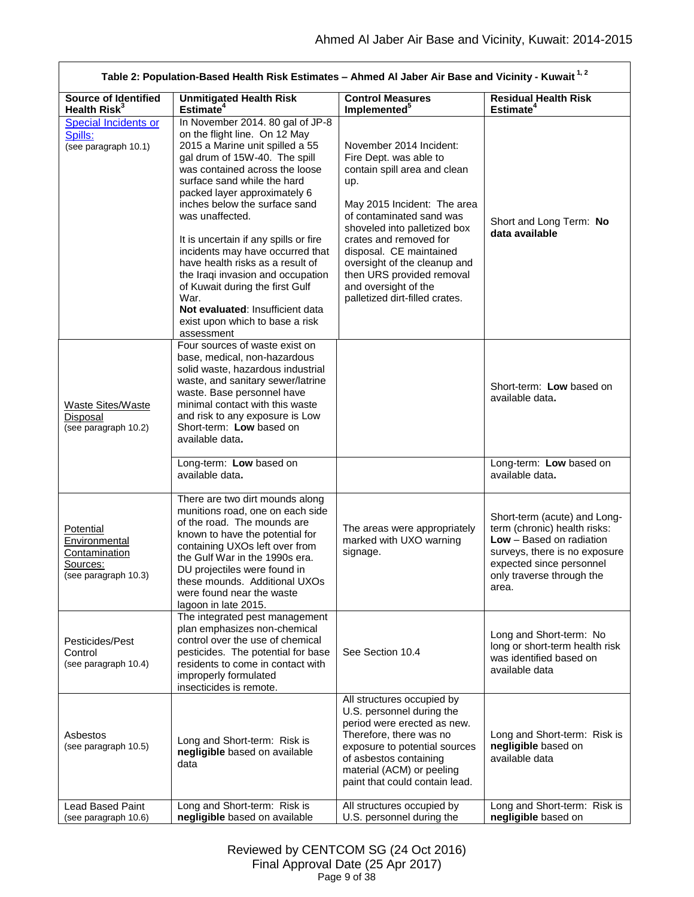| Table 2: Population-Based Health Risk Estimates – Ahmed Al Jaber Air Base and Vicinity - Kuwait [1, 2] | | | |
|---|---|---|---|
| **Source of Identified Health Risk[3]** | **Unmitigated Health Risk Estimate[4]** | **Control Measures Implemented[5]** | **Residual Health Risk Estimate[4]** |
| Special Incidents or Spills: (see paragraph 10.1) | In November 2014. 80 gal of JP-8 on the flight line. On 12 May 2015 a Marine unit spilled a 55 gal drum of 15W-40. The spill was contained across the loose surface sand while the hard packed layer approximately 6 inches below the surface sand was unaffected.<br><br>It is uncertain if any spills or fire incidents may have occurred that have health risks as a result of the Iraqi invasion and occupation of Kuwait during the first Gulf War.<br>**Not evaluated**: Insufficient data exist upon which to base a risk assessment | November 2014 Incident: Fire Dept. was able to contain spill area and clean up.<br><br>May 2015 Incident: The area of contaminated sand was shoveled into palletized box crates and removed for disposal. CE maintained oversight of the cleanup and then URS provided removal and oversight of the palletized dirt-filled crates. | Short and Long Term: **No data available** |
| Waste Sites/Waste Disposal (see paragraph 10.2) | Four sources of waste exist on base, medical, non-hazardous solid waste, hazardous industrial waste, and sanitary sewer/latrine waste. Base personnel have minimal contact with this waste and risk to any exposure is Low Short-term: **Low** based on available data**.** | | Short-term: **Low** based on available data**.** |
| | Long-term: **Low** based on available data**.** | | Long-term: **Low** based on available data**.** |
| Potential Environmental Contamination Sources: (see paragraph 10.3) | There are two dirt mounds along munitions road, one on each side of the road. The mounds are known to have the potential for containing UXOs left over from the Gulf War in the 1990s era. DU projectiles were found in these mounds. Additional UXOs were found near the waste lagoon in late 2015. | The areas were appropriately marked with UXO warning signage. | Short-term (acute) and Long-term (chronic) health risks: **Low** – Based on radiation surveys, there is no exposure expected since personnel only traverse through the area. |
| Pesticides/Pest Control (see paragraph 10.4) | The integrated pest management plan emphasizes non-chemical control over the use of chemical pesticides. The potential for base residents to come in contact with improperly formulated insecticides is remote. | See Section 10.4 | Long and Short-term: No long or short-term health risk was identified based on available data |
| Asbestos (see paragraph 10.5) | Long and Short-term: Risk is **negligible** based on available data | All structures occupied by U.S. personnel during the period were erected as new. Therefore, there was no exposure to potential sources of asbestos containing material (ACM) or peeling paint that could contain lead. | Long and Short-term: Risk is **negligible** based on available data |
| Lead Based Paint (see paragraph 10.6) | Long and Short-term: Risk is **negligible** based on available | All structures occupied by U.S. personnel during the | Long and Short-term: Risk is **negligible** based on |

Reviewed by CENTCOM SG (24 Oct 2016)
Final Approval Date (25 Apr 2017)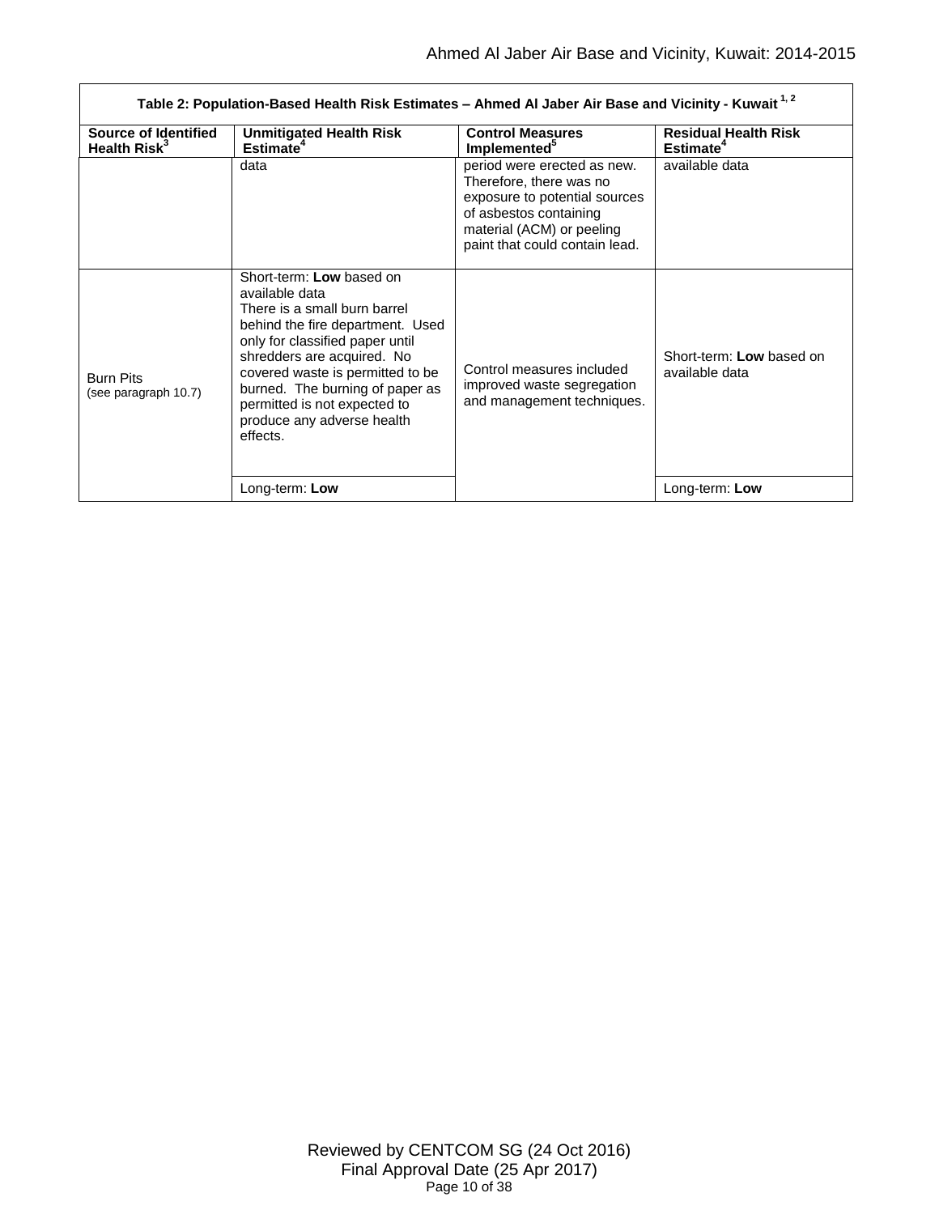| Table 2: Population-Based Health Risk Estimates – Ahmed Al Jaber Air Base and Vicinity - Kuwait [1, 2] | | | |
|---|---|---|---|
| **Source of Identified Health Risk[3]** | **Unmitigated Health Risk Estimate[4]** | **Control Measures Implemented[5]** | **Residual Health Risk Estimate[4]** |
| | data | period were erected as new. Therefore, there was no exposure to potential sources of asbestos containing material (ACM) or peeling paint that could contain lead. | available data |
| Burn Pits (see paragraph 10.7) | Short-term: **Low** based on available data There is a small burn barrel behind the fire department. Used only for classified paper until shredders are acquired. No covered waste is permitted to be burned. The burning of paper as permitted is not expected to produce any adverse health effects. | Control measures included improved waste segregation and management techniques. | Short-term: **Low** based on available data |
| | Long-term: **Low** | | Long-term: **Low** |

Reviewed by CENTCOM SG (24 Oct 2016)
Final Approval Date (25 Apr 2017)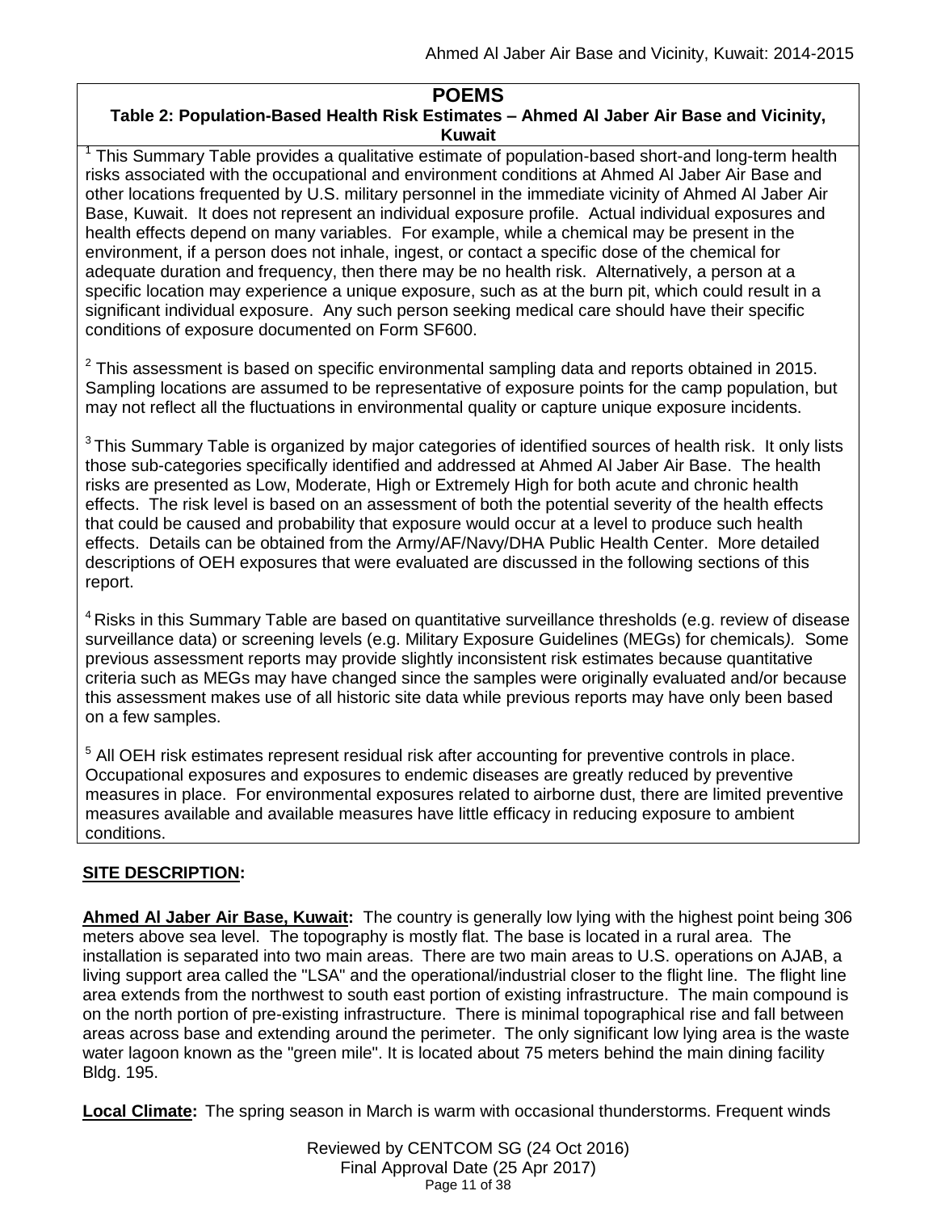**POEMS**

**Table 2: Population-Based Health Risk Estimates – Ahmed Al Jaber Air Base and Vicinity, Kuwait**

[1] This Summary Table provides a qualitative estimate of population-based short-and long-term health risks associated with the occupational and environment conditions at Ahmed Al Jaber Air Base and other locations frequented by U.S. military personnel in the immediate vicinity of Ahmed Al Jaber Air Base, Kuwait. It does not represent an individual exposure profile. Actual individual exposures and health effects depend on many variables. For example, while a chemical may be present in the environment, if a person does not inhale, ingest, or contact a specific dose of the chemical for adequate duration and frequency, then there may be no health risk. Alternatively, a person at a specific location may experience a unique exposure, such as at the burn pit, which could result in a significant individual exposure. Any such person seeking medical care should have their specific conditions of exposure documented on Form SF600.

[2] This assessment is based on specific environmental sampling data and reports obtained in 2015. Sampling locations are assumed to be representative of exposure points for the camp population, but may not reflect all the fluctuations in environmental quality or capture unique exposure incidents.

[3] This Summary Table is organized by major categories of identified sources of health risk. It only lists those sub-categories specifically identified and addressed at Ahmed Al Jaber Air Base. The health risks are presented as Low, Moderate, High or Extremely High for both acute and chronic health effects. The risk level is based on an assessment of both the potential severity of the health effects that could be caused and probability that exposure would occur at a level to produce such health effects. Details can be obtained from the Army/AF/Navy/DHA Public Health Center. More detailed descriptions of OEH exposures that were evaluated are discussed in the following sections of this report.

[4] Risks in this Summary Table are based on quantitative surveillance thresholds (e.g. review of disease surveillance data) or screening levels (e.g. Military Exposure Guidelines (MEGs) for chemicals*).* Some previous assessment reports may provide slightly inconsistent risk estimates because quantitative criteria such as MEGs may have changed since the samples were originally evaluated and/or because this assessment makes use of all historic site data while previous reports may have only been based on a few samples.

[5] All OEH risk estimates represent residual risk after accounting for preventive controls in place. Occupational exposures and exposures to endemic diseases are greatly reduced by preventive measures in place. For environmental exposures related to airborne dust, there are limited preventive measures available and available measures have little efficacy in reducing exposure to ambient conditions.

## SITE DESCRIPTION:

**Ahmed Al Jaber Air Base, Kuwait:** The country is generally low lying with the highest point being 306 meters above sea level. The topography is mostly flat. The base is located in a rural area. The installation is separated into two main areas. There are two main areas to U.S. operations on AJAB, a living support area called the "LSA" and the operational/industrial closer to the flight line. The flight line area extends from the northwest to south east portion of existing infrastructure. The main compound is on the north portion of pre-existing infrastructure. There is minimal topographical rise and fall between areas across base and extending around the perimeter. The only significant low lying area is the waste water lagoon known as the "green mile". It is located about 75 meters behind the main dining facility Bldg. 195.

**Local Climate:** The spring season in March is warm with occasional thunderstorms. Frequent winds

Reviewed by CENTCOM SG (24 Oct 2016)
Final Approval Date (25 Apr 2017)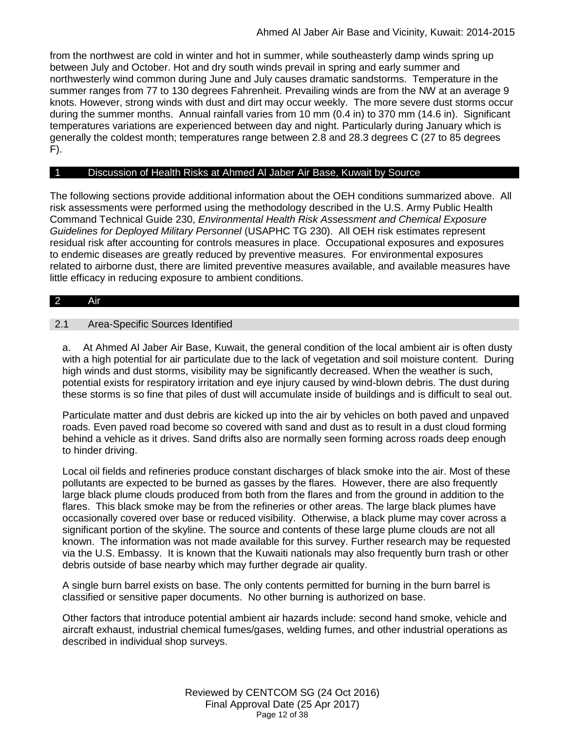from the northwest are cold in winter and hot in summer, while southeasterly damp winds spring up between July and October. Hot and dry south winds prevail in spring and early summer and northwesterly wind common during June and July causes dramatic sandstorms. Temperature in the summer ranges from 77 to 130 degrees Fahrenheit. Prevailing winds are from the NW at an average 9 knots. However, strong winds with dust and dirt may occur weekly. The more severe dust storms occur during the summer months. Annual rainfall varies from 10 mm (0.4 in) to 370 mm (14.6 in). Significant temperatures variations are experienced between day and night. Particularly during January which is generally the coldest month; temperatures range between 2.8 and 28.3 degrees C (27 to 85 degrees F).

# 1 Discussion of Health Risks at Ahmed Al Jaber Air Base, Kuwait by Source

The following sections provide additional information about the OEH conditions summarized above. All risk assessments were performed using the methodology described in the U.S. Army Public Health Command Technical Guide 230, *Environmental Health Risk Assessment and Chemical Exposure Guidelines for Deployed Military Personnel* (USAPHC TG 230). All OEH risk estimates represent residual risk after accounting for controls measures in place. Occupational exposures and exposures to endemic diseases are greatly reduced by preventive measures. For environmental exposures related to airborne dust, there are limited preventive measures available, and available measures have little efficacy in reducing exposure to ambient conditions.

# 2 Air

## 2.1 Area-Specific Sources Identified

a. At Ahmed Al Jaber Air Base, Kuwait, the general condition of the local ambient air is often dusty with a high potential for air particulate due to the lack of vegetation and soil moisture content. During high winds and dust storms, visibility may be significantly decreased. When the weather is such, potential exists for respiratory irritation and eye injury caused by wind-blown debris. The dust during these storms is so fine that piles of dust will accumulate inside of buildings and is difficult to seal out.

Particulate matter and dust debris are kicked up into the air by vehicles on both paved and unpaved roads. Even paved road become so covered with sand and dust as to result in a dust cloud forming behind a vehicle as it drives. Sand drifts also are normally seen forming across roads deep enough to hinder driving.

Local oil fields and refineries produce constant discharges of black smoke into the air. Most of these pollutants are expected to be burned as gasses by the flares. However, there are also frequently large black plume clouds produced from both from the flares and from the ground in addition to the flares. This black smoke may be from the refineries or other areas. The large black plumes have occasionally covered over base or reduced visibility. Otherwise, a black plume may cover across a significant portion of the skyline. The source and contents of these large plume clouds are not all known. The information was not made available for this survey. Further research may be requested via the U.S. Embassy. It is known that the Kuwaiti nationals may also frequently burn trash or other debris outside of base nearby which may further degrade air quality.

A single burn barrel exists on base. The only contents permitted for burning in the burn barrel is classified or sensitive paper documents. No other burning is authorized on base.

Other factors that introduce potential ambient air hazards include: second hand smoke, vehicle and aircraft exhaust, industrial chemical fumes/gases, welding fumes, and other industrial operations as described in individual shop surveys.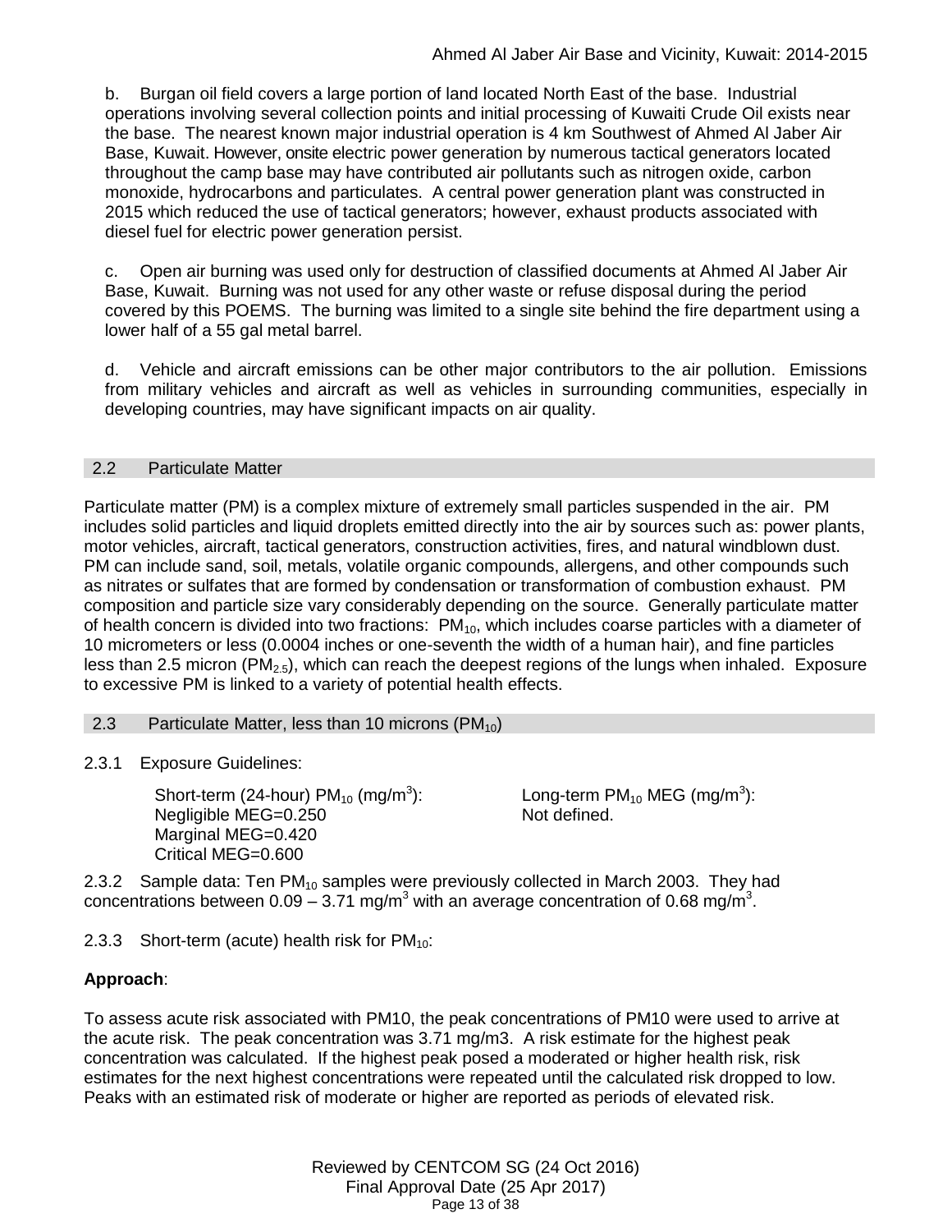b. Burgan oil field covers a large portion of land located North East of the base. Industrial operations involving several collection points and initial processing of Kuwaiti Crude Oil exists near the base. The nearest known major industrial operation is 4 km Southwest of Ahmed Al Jaber Air Base, Kuwait. However, onsite electric power generation by numerous tactical generators located throughout the camp base may have contributed air pollutants such as nitrogen oxide, carbon monoxide, hydrocarbons and particulates. A central power generation plant was constructed in 2015 which reduced the use of tactical generators; however, exhaust products associated with diesel fuel for electric power generation persist.

c. Open air burning was used only for destruction of classified documents at Ahmed Al Jaber Air Base, Kuwait. Burning was not used for any other waste or refuse disposal during the period covered by this POEMS. The burning was limited to a single site behind the fire department using a lower half of a 55 gal metal barrel.

d. Vehicle and aircraft emissions can be other major contributors to the air pollution. Emissions from military vehicles and aircraft as well as vehicles in surrounding communities, especially in developing countries, may have significant impacts on air quality.

## 2.2 Particulate Matter

Particulate matter (PM) is a complex mixture of extremely small particles suspended in the air. PM includes solid particles and liquid droplets emitted directly into the air by sources such as: power plants, motor vehicles, aircraft, tactical generators, construction activities, fires, and natural windblown dust. PM can include sand, soil, metals, volatile organic compounds, allergens, and other compounds such as nitrates or sulfates that are formed by condensation or transformation of combustion exhaust. PM composition and particle size vary considerably depending on the source. Generally particulate matter of health concern is divided into two fractions: $PM_{10}$, which includes coarse particles with a diameter of 10 micrometers or less (0.0004 inches or one-seventh the width of a human hair), and fine particles less than 2.5 micron ($PM_{2.5}$), which can reach the deepest regions of the lungs when inhaled. Exposure to excessive PM is linked to a variety of potential health effects.

## 2.3 Particulate Matter, less than 10 microns ($PM_{10}$)

2.3.1 Exposure Guidelines:

Short-term (24-hour) $PM_{10}$ (mg/m$^3$):
Negligible MEG=0.250
Marginal MEG=0.420
Critical MEG=0.600

Long-term $PM_{10}$ MEG (mg/m$^3$):
Not defined.

2.3.2 Sample data: Ten $PM_{10}$ samples were previously collected in March 2003. They had concentrations between 0.09 – 3.71 mg/m$^3$ with an average concentration of 0.68 mg/m$^3$.

2.3.3 Short-term (acute) health risk for $PM_{10}$:

**Approach**:

To assess acute risk associated with PM10, the peak concentrations of PM10 were used to arrive at the acute risk. The peak concentration was 3.71 mg/m3. A risk estimate for the highest peak concentration was calculated. If the highest peak posed a moderated or higher health risk, risk estimates for the next highest concentrations were repeated until the calculated risk dropped to low. Peaks with an estimated risk of moderate or higher are reported as periods of elevated risk.

Reviewed by CENTCOM SG (24 Oct 2016)
Final Approval Date (25 Apr 2017)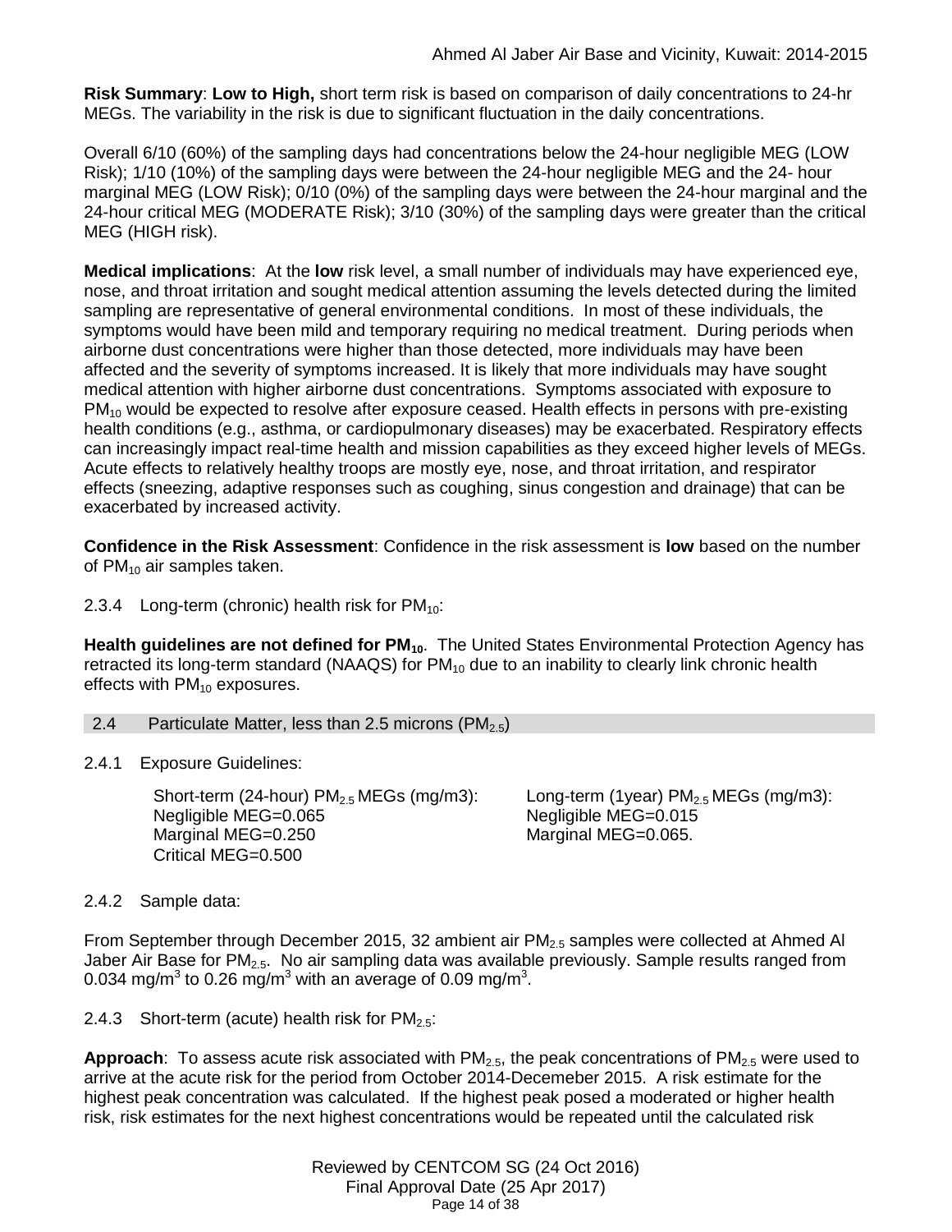**Risk Summary**: **Low to High,** short term risk is based on comparison of daily concentrations to 24-hr MEGs. The variability in the risk is due to significant fluctuation in the daily concentrations.

Overall 6/10 (60%) of the sampling days had concentrations below the 24-hour negligible MEG (LOW Risk); 1/10 (10%) of the sampling days were between the 24-hour negligible MEG and the 24- hour marginal MEG (LOW Risk); 0/10 (0%) of the sampling days were between the 24-hour marginal and the 24-hour critical MEG (MODERATE Risk); 3/10 (30%) of the sampling days were greater than the critical MEG (HIGH risk).

**Medical implications**: At the **low** risk level, a small number of individuals may have experienced eye, nose, and throat irritation and sought medical attention assuming the levels detected during the limited sampling are representative of general environmental conditions. In most of these individuals, the symptoms would have been mild and temporary requiring no medical treatment. During periods when airborne dust concentrations were higher than those detected, more individuals may have been affected and the severity of symptoms increased. It is likely that more individuals may have sought medical attention with higher airborne dust concentrations. Symptoms associated with exposure to $PM_{10}$ would be expected to resolve after exposure ceased. Health effects in persons with pre-existing health conditions (e.g., asthma, or cardiopulmonary diseases) may be exacerbated. Respiratory effects can increasingly impact real-time health and mission capabilities as they exceed higher levels of MEGs. Acute effects to relatively healthy troops are mostly eye, nose, and throat irritation, and respirator effects (sneezing, adaptive responses such as coughing, sinus congestion and drainage) that can be exacerbated by increased activity.

**Confidence in the Risk Assessment**: Confidence in the risk assessment is **low** based on the number of $PM_{10}$ air samples taken.

2.3.4 Long-term (chronic) health risk for $PM_{10}$:

**Health guidelines are not defined for $PM_{10}$.** The United States Environmental Protection Agency has retracted its long-term standard (NAAQS) for $PM_{10}$ due to an inability to clearly link chronic health effects with $PM_{10}$ exposures.

## 2.4 Particulate Matter, less than 2.5 microns ($PM_{2.5}$)

2.4.1 Exposure Guidelines:

Short-term (24-hour) $PM_{2.5}$ MEGs (mg/m3):
Negligible MEG=0.065
Marginal MEG=0.250
Critical MEG=0.500

Long-term (1year) $PM_{2.5}$ MEGs (mg/m3):
Negligible MEG=0.015
Marginal MEG=0.065.

2.4.2 Sample data:

From September through December 2015, 32 ambient air $PM_{2.5}$ samples were collected at Ahmed Al Jaber Air Base for $PM_{2.5}$. No air sampling data was available previously. Sample results ranged from 0.034 mg/m$^3$ to 0.26 mg/m$^3$ with an average of 0.09 mg/m$^3$.

2.4.3 Short-term (acute) health risk for $PM_{2.5}$:

**Approach**: To assess acute risk associated with $PM_{2.5}$, the peak concentrations of $PM_{2.5}$ were used to arrive at the acute risk for the period from October 2014-Decemeber 2015. A risk estimate for the highest peak concentration was calculated. If the highest peak posed a moderated or higher health risk, risk estimates for the next highest concentrations would be repeated until the calculated risk

Reviewed by CENTCOM SG (24 Oct 2016)
Final Approval Date (25 Apr 2017)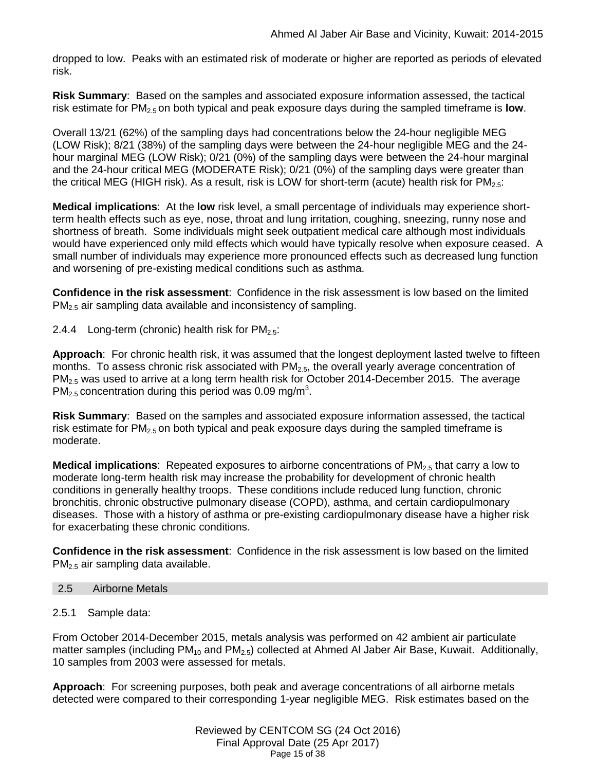dropped to low. Peaks with an estimated risk of moderate or higher are reported as periods of elevated risk.

**Risk Summary**: Based on the samples and associated exposure information assessed, the tactical risk estimate for $PM_{2.5}$ on both typical and peak exposure days during the sampled timeframe is **low**.

Overall 13/21 (62%) of the sampling days had concentrations below the 24-hour negligible MEG (LOW Risk); 8/21 (38%) of the sampling days were between the 24-hour negligible MEG and the 24-hour marginal MEG (LOW Risk); 0/21 (0%) of the sampling days were between the 24-hour marginal and the 24-hour critical MEG (MODERATE Risk); 0/21 (0%) of the sampling days were greater than the critical MEG (HIGH risk). As a result, risk is LOW for short-term (acute) health risk for $PM_{2.5}$:

**Medical implications**: At the **low** risk level, a small percentage of individuals may experience short-term health effects such as eye, nose, throat and lung irritation, coughing, sneezing, runny nose and shortness of breath. Some individuals might seek outpatient medical care although most individuals would have experienced only mild effects which would have typically resolve when exposure ceased. A small number of individuals may experience more pronounced effects such as decreased lung function and worsening of pre-existing medical conditions such as asthma.

**Confidence in the risk assessment**: Confidence in the risk assessment is low based on the limited $PM_{2.5}$ air sampling data available and inconsistency of sampling.

2.4.4 Long-term (chronic) health risk for $PM_{2.5}$:

**Approach**: For chronic health risk, it was assumed that the longest deployment lasted twelve to fifteen months. To assess chronic risk associated with $PM_{2.5}$, the overall yearly average concentration of $PM_{2.5}$ was used to arrive at a long term health risk for October 2014-December 2015. The average $PM_{2.5}$ concentration during this period was 0.09 mg/m$^3$.

**Risk Summary**: Based on the samples and associated exposure information assessed, the tactical risk estimate for $PM_{2.5}$ on both typical and peak exposure days during the sampled timeframe is moderate.

**Medical implications**: Repeated exposures to airborne concentrations of $PM_{2.5}$ that carry a low to moderate long-term health risk may increase the probability for development of chronic health conditions in generally healthy troops. These conditions include reduced lung function, chronic bronchitis, chronic obstructive pulmonary disease (COPD), asthma, and certain cardiopulmonary diseases. Those with a history of asthma or pre-existing cardiopulmonary disease have a higher risk for exacerbating these chronic conditions.

**Confidence in the risk assessment**: Confidence in the risk assessment is low based on the limited $PM_{2.5}$ air sampling data available.

## 2.5 Airborne Metals

2.5.1 Sample data:

From October 2014-December 2015, metals analysis was performed on 42 ambient air particulate matter samples (including $PM_{10}$ and $PM_{2.5}$) collected at Ahmed Al Jaber Air Base, Kuwait. Additionally, 10 samples from 2003 were assessed for metals.

**Approach**: For screening purposes, both peak and average concentrations of all airborne metals detected were compared to their corresponding 1-year negligible MEG. Risk estimates based on the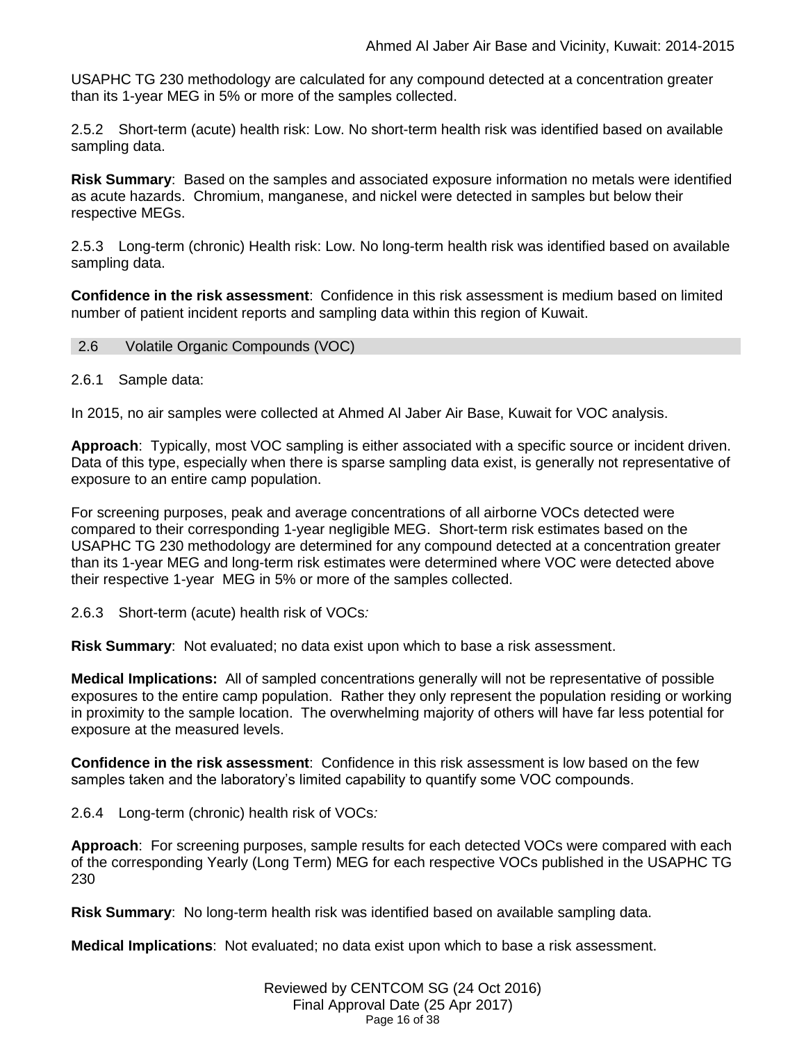USAPHC TG 230 methodology are calculated for any compound detected at a concentration greater than its 1-year MEG in 5% or more of the samples collected.

2.5.2 Short-term (acute) health risk: Low. No short-term health risk was identified based on available sampling data.

**Risk Summary**: Based on the samples and associated exposure information no metals were identified as acute hazards. Chromium, manganese, and nickel were detected in samples but below their respective MEGs.

2.5.3 Long-term (chronic) Health risk: Low. No long-term health risk was identified based on available sampling data.

**Confidence in the risk assessment**: Confidence in this risk assessment is medium based on limited number of patient incident reports and sampling data within this region of Kuwait.

## 2.6 Volatile Organic Compounds (VOC)

2.6.1 Sample data:

In 2015, no air samples were collected at Ahmed Al Jaber Air Base, Kuwait for VOC analysis.

**Approach**: Typically, most VOC sampling is either associated with a specific source or incident driven. Data of this type, especially when there is sparse sampling data exist, is generally not representative of exposure to an entire camp population.

For screening purposes, peak and average concentrations of all airborne VOCs detected were compared to their corresponding 1-year negligible MEG. Short-term risk estimates based on the USAPHC TG 230 methodology are determined for any compound detected at a concentration greater than its 1-year MEG and long-term risk estimates were determined where VOC were detected above their respective 1-year MEG in 5% or more of the samples collected.

2.6.3 Short-term (acute) health risk of VOCs*:*

**Risk Summary**: Not evaluated; no data exist upon which to base a risk assessment.

**Medical Implications:** All of sampled concentrations generally will not be representative of possible exposures to the entire camp population. Rather they only represent the population residing or working in proximity to the sample location. The overwhelming majority of others will have far less potential for exposure at the measured levels.

**Confidence in the risk assessment**: Confidence in this risk assessment is low based on the few samples taken and the laboratory's limited capability to quantify some VOC compounds.

2.6.4 Long-term (chronic) health risk of VOCs*:*

**Approach**: For screening purposes, sample results for each detected VOCs were compared with each of the corresponding Yearly (Long Term) MEG for each respective VOCs published in the USAPHC TG 230

**Risk Summary**: No long-term health risk was identified based on available sampling data.

**Medical Implications**: Not evaluated; no data exist upon which to base a risk assessment.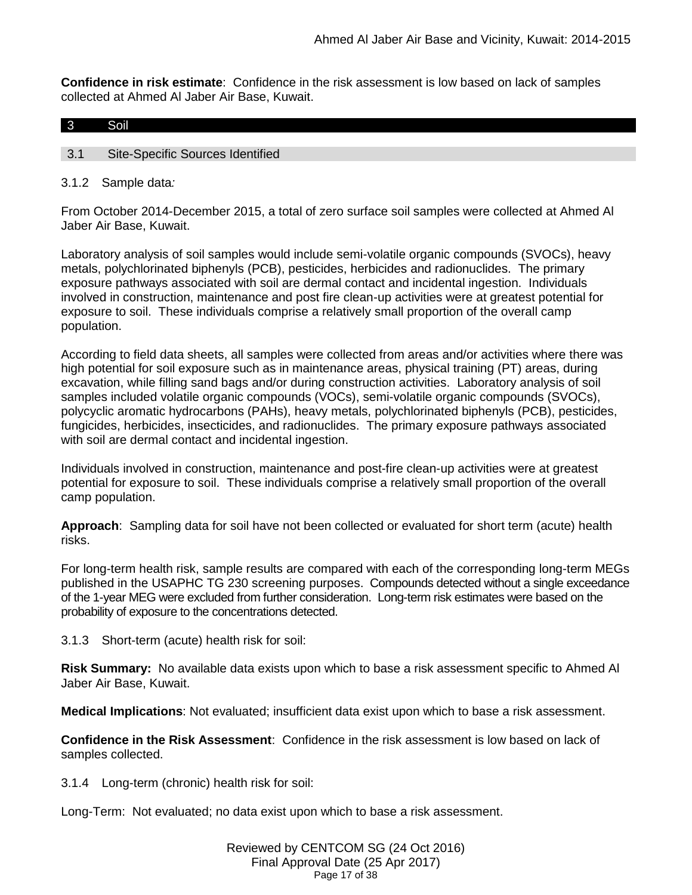**Confidence in risk estimate**: Confidence in the risk assessment is low based on lack of samples collected at Ahmed Al Jaber Air Base, Kuwait.

# 3 Soil

## 3.1 Site-Specific Sources Identified

### 3.1.2 Sample data:

From October 2014-December 2015, a total of zero surface soil samples were collected at Ahmed Al Jaber Air Base, Kuwait.

Laboratory analysis of soil samples would include semi-volatile organic compounds (SVOCs), heavy metals, polychlorinated biphenyls (PCB), pesticides, herbicides and radionuclides. The primary exposure pathways associated with soil are dermal contact and incidental ingestion. Individuals involved in construction, maintenance and post fire clean-up activities were at greatest potential for exposure to soil. These individuals comprise a relatively small proportion of the overall camp population.

According to field data sheets, all samples were collected from areas and/or activities where there was high potential for soil exposure such as in maintenance areas, physical training (PT) areas, during excavation, while filling sand bags and/or during construction activities. Laboratory analysis of soil samples included volatile organic compounds (VOCs), semi-volatile organic compounds (SVOCs), polycyclic aromatic hydrocarbons (PAHs), heavy metals, polychlorinated biphenyls (PCB), pesticides, fungicides, herbicides, insecticides, and radionuclides. The primary exposure pathways associated with soil are dermal contact and incidental ingestion.

Individuals involved in construction, maintenance and post-fire clean-up activities were at greatest potential for exposure to soil. These individuals comprise a relatively small proportion of the overall camp population.

**Approach**: Sampling data for soil have not been collected or evaluated for short term (acute) health risks.

For long-term health risk, sample results are compared with each of the corresponding long-term MEGs published in the USAPHC TG 230 screening purposes. Compounds detected without a single exceedance of the 1-year MEG were excluded from further consideration. Long-term risk estimates were based on the probability of exposure to the concentrations detected.

### 3.1.3 Short-term (acute) health risk for soil:

**Risk Summary:** No available data exists upon which to base a risk assessment specific to Ahmed Al Jaber Air Base, Kuwait.

**Medical Implications**: Not evaluated; insufficient data exist upon which to base a risk assessment.

**Confidence in the Risk Assessment**: Confidence in the risk assessment is low based on lack of samples collected.

### 3.1.4 Long-term (chronic) health risk for soil:

Long-Term: Not evaluated; no data exist upon which to base a risk assessment.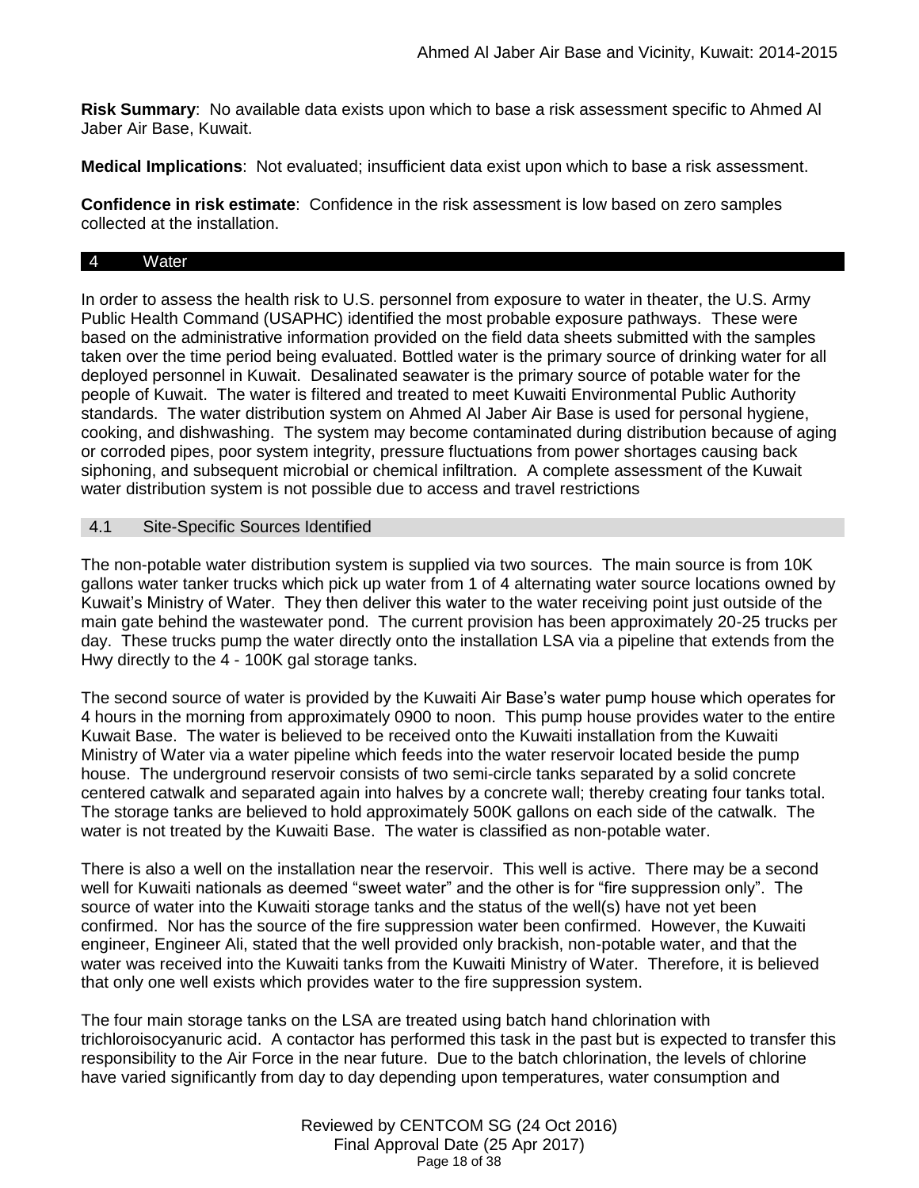**Risk Summary**: No available data exists upon which to base a risk assessment specific to Ahmed Al Jaber Air Base, Kuwait.

**Medical Implications**: Not evaluated; insufficient data exist upon which to base a risk assessment.

**Confidence in risk estimate**: Confidence in the risk assessment is low based on zero samples collected at the installation.

## 4 Water

In order to assess the health risk to U.S. personnel from exposure to water in theater, the U.S. Army Public Health Command (USAPHC) identified the most probable exposure pathways. These were based on the administrative information provided on the field data sheets submitted with the samples taken over the time period being evaluated. Bottled water is the primary source of drinking water for all deployed personnel in Kuwait. Desalinated seawater is the primary source of potable water for the people of Kuwait. The water is filtered and treated to meet Kuwaiti Environmental Public Authority standards. The water distribution system on Ahmed Al Jaber Air Base is used for personal hygiene, cooking, and dishwashing. The system may become contaminated during distribution because of aging or corroded pipes, poor system integrity, pressure fluctuations from power shortages causing back siphoning, and subsequent microbial or chemical infiltration. A complete assessment of the Kuwait water distribution system is not possible due to access and travel restrictions

### 4.1 Site-Specific Sources Identified

The non-potable water distribution system is supplied via two sources. The main source is from 10K gallons water tanker trucks which pick up water from 1 of 4 alternating water source locations owned by Kuwait's Ministry of Water. They then deliver this water to the water receiving point just outside of the main gate behind the wastewater pond. The current provision has been approximately 20-25 trucks per day. These trucks pump the water directly onto the installation LSA via a pipeline that extends from the Hwy directly to the 4 - 100K gal storage tanks.

The second source of water is provided by the Kuwaiti Air Base's water pump house which operates for 4 hours in the morning from approximately 0900 to noon. This pump house provides water to the entire Kuwait Base. The water is believed to be received onto the Kuwaiti installation from the Kuwaiti Ministry of Water via a water pipeline which feeds into the water reservoir located beside the pump house. The underground reservoir consists of two semi-circle tanks separated by a solid concrete centered catwalk and separated again into halves by a concrete wall; thereby creating four tanks total. The storage tanks are believed to hold approximately 500K gallons on each side of the catwalk. The water is not treated by the Kuwaiti Base. The water is classified as non-potable water.

There is also a well on the installation near the reservoir. This well is active. There may be a second well for Kuwaiti nationals as deemed "sweet water" and the other is for "fire suppression only". The source of water into the Kuwaiti storage tanks and the status of the well(s) have not yet been confirmed. Nor has the source of the fire suppression water been confirmed. However, the Kuwaiti engineer, Engineer Ali, stated that the well provided only brackish, non-potable water, and that the water was received into the Kuwaiti tanks from the Kuwaiti Ministry of Water. Therefore, it is believed that only one well exists which provides water to the fire suppression system.

The four main storage tanks on the LSA are treated using batch hand chlorination with trichloroisocyanuric acid. A contactor has performed this task in the past but is expected to transfer this responsibility to the Air Force in the near future. Due to the batch chlorination, the levels of chlorine have varied significantly from day to day depending upon temperatures, water consumption and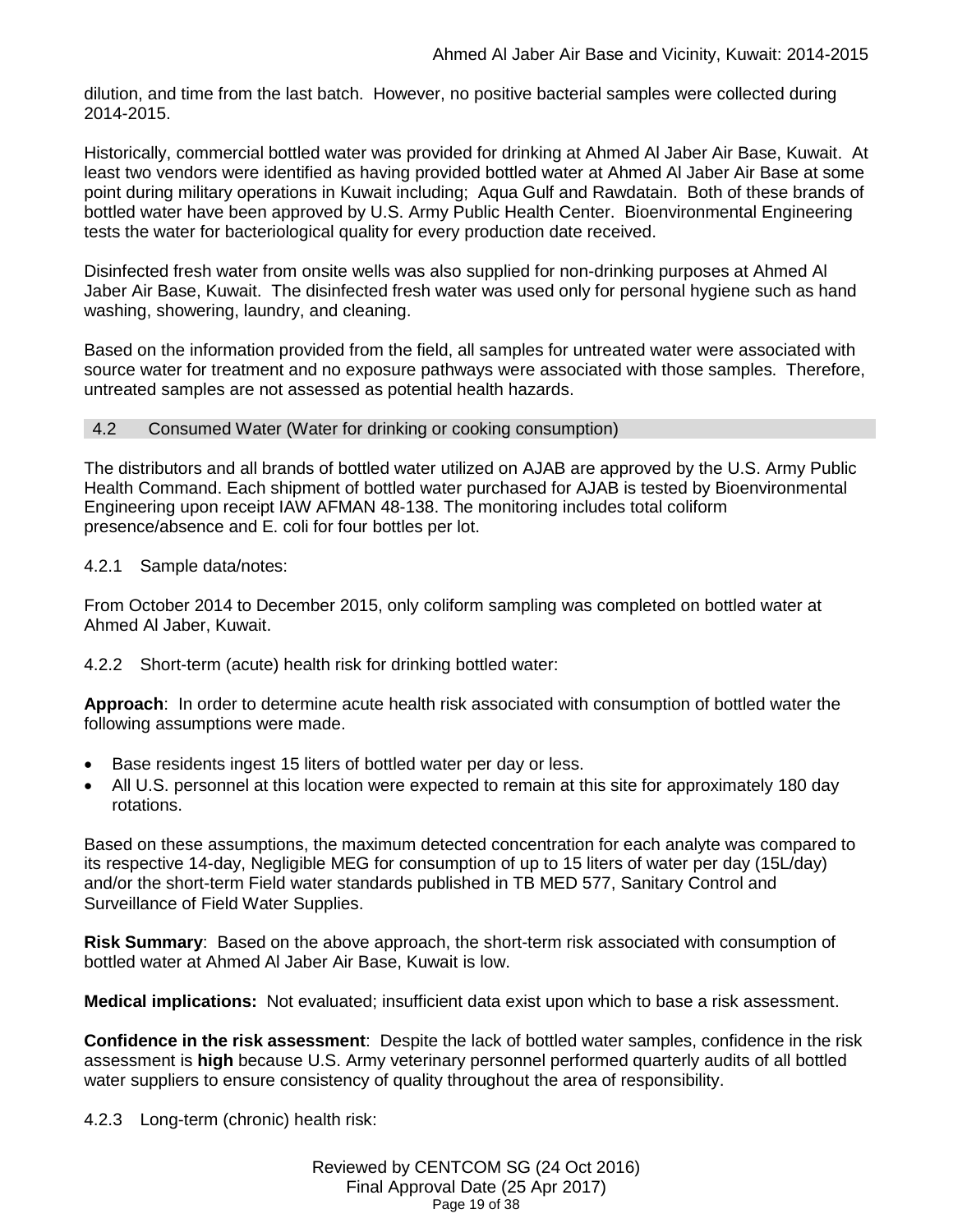dilution, and time from the last batch. However, no positive bacterial samples were collected during 2014-2015.

Historically, commercial bottled water was provided for drinking at Ahmed Al Jaber Air Base, Kuwait. At least two vendors were identified as having provided bottled water at Ahmed Al Jaber Air Base at some point during military operations in Kuwait including; Aqua Gulf and Rawdatain. Both of these brands of bottled water have been approved by U.S. Army Public Health Center. Bioenvironmental Engineering tests the water for bacteriological quality for every production date received.

Disinfected fresh water from onsite wells was also supplied for non-drinking purposes at Ahmed Al Jaber Air Base, Kuwait. The disinfected fresh water was used only for personal hygiene such as hand washing, showering, laundry, and cleaning.

Based on the information provided from the field, all samples for untreated water were associated with source water for treatment and no exposure pathways were associated with those samples. Therefore, untreated samples are not assessed as potential health hazards.

### 4.2 Consumed Water (Water for drinking or cooking consumption)

The distributors and all brands of bottled water utilized on AJAB are approved by the U.S. Army Public Health Command. Each shipment of bottled water purchased for AJAB is tested by Bioenvironmental Engineering upon receipt IAW AFMAN 48-138. The monitoring includes total coliform presence/absence and E. coli for four bottles per lot.

4.2.1 Sample data/notes:

From October 2014 to December 2015, only coliform sampling was completed on bottled water at Ahmed Al Jaber, Kuwait.

4.2.2 Short-term (acute) health risk for drinking bottled water:

**Approach**: In order to determine acute health risk associated with consumption of bottled water the following assumptions were made.

- Base residents ingest 15 liters of bottled water per day or less.
- All U.S. personnel at this location were expected to remain at this site for approximately 180 day rotations.

Based on these assumptions, the maximum detected concentration for each analyte was compared to its respective 14-day, Negligible MEG for consumption of up to 15 liters of water per day (15L/day) and/or the short-term Field water standards published in TB MED 577, Sanitary Control and Surveillance of Field Water Supplies.

**Risk Summary**: Based on the above approach, the short-term risk associated with consumption of bottled water at Ahmed Al Jaber Air Base, Kuwait is low.

**Medical implications:** Not evaluated; insufficient data exist upon which to base a risk assessment.

**Confidence in the risk assessment**: Despite the lack of bottled water samples, confidence in the risk assessment is **high** because U.S. Army veterinary personnel performed quarterly audits of all bottled water suppliers to ensure consistency of quality throughout the area of responsibility.

4.2.3 Long-term (chronic) health risk: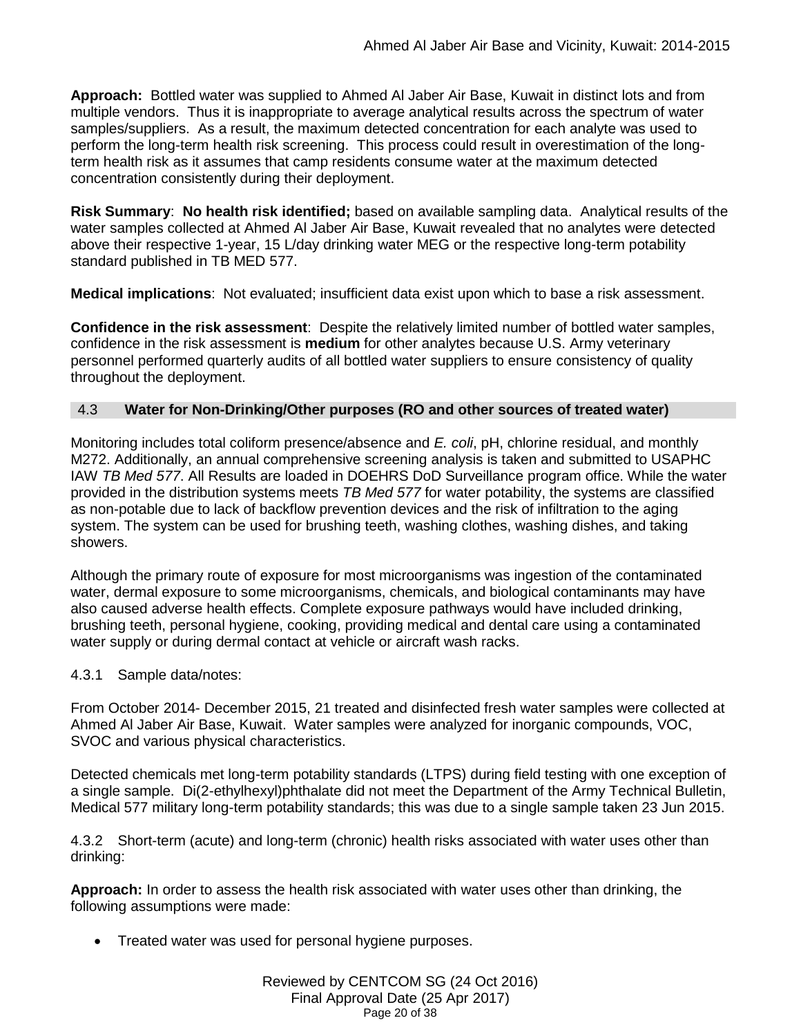**Approach:** Bottled water was supplied to Ahmed Al Jaber Air Base, Kuwait in distinct lots and from multiple vendors. Thus it is inappropriate to average analytical results across the spectrum of water samples/suppliers. As a result, the maximum detected concentration for each analyte was used to perform the long-term health risk screening. This process could result in overestimation of the long-term health risk as it assumes that camp residents consume water at the maximum detected concentration consistently during their deployment.

**Risk Summary**: **No health risk identified;** based on available sampling data. Analytical results of the water samples collected at Ahmed Al Jaber Air Base, Kuwait revealed that no analytes were detected above their respective 1-year, 15 L/day drinking water MEG or the respective long-term potability standard published in TB MED 577.

**Medical implications**: Not evaluated; insufficient data exist upon which to base a risk assessment.

**Confidence in the risk assessment**: Despite the relatively limited number of bottled water samples, confidence in the risk assessment is **medium** for other analytes because U.S. Army veterinary personnel performed quarterly audits of all bottled water suppliers to ensure consistency of quality throughout the deployment.

## 4.3 Water for Non-Drinking/Other purposes (RO and other sources of treated water)

Monitoring includes total coliform presence/absence and *E. coli*, pH, chlorine residual, and monthly M272. Additionally, an annual comprehensive screening analysis is taken and submitted to USAPHC IAW *TB Med 577*. All Results are loaded in DOEHRS DoD Surveillance program office. While the water provided in the distribution systems meets *TB Med 577* for water potability, the systems are classified as non-potable due to lack of backflow prevention devices and the risk of infiltration to the aging system. The system can be used for brushing teeth, washing clothes, washing dishes, and taking showers.

Although the primary route of exposure for most microorganisms was ingestion of the contaminated water, dermal exposure to some microorganisms, chemicals, and biological contaminants may have also caused adverse health effects. Complete exposure pathways would have included drinking, brushing teeth, personal hygiene, cooking, providing medical and dental care using a contaminated water supply or during dermal contact at vehicle or aircraft wash racks.

4.3.1 Sample data/notes:

From October 2014- December 2015, 21 treated and disinfected fresh water samples were collected at Ahmed Al Jaber Air Base, Kuwait. Water samples were analyzed for inorganic compounds, VOC, SVOC and various physical characteristics.

Detected chemicals met long-term potability standards (LTPS) during field testing with one exception of a single sample. Di(2-ethylhexyl)phthalate did not meet the Department of the Army Technical Bulletin, Medical 577 military long-term potability standards; this was due to a single sample taken 23 Jun 2015.

4.3.2 Short-term (acute) and long-term (chronic) health risks associated with water uses other than drinking:

**Approach:** In order to assess the health risk associated with water uses other than drinking, the following assumptions were made:

- Treated water was used for personal hygiene purposes.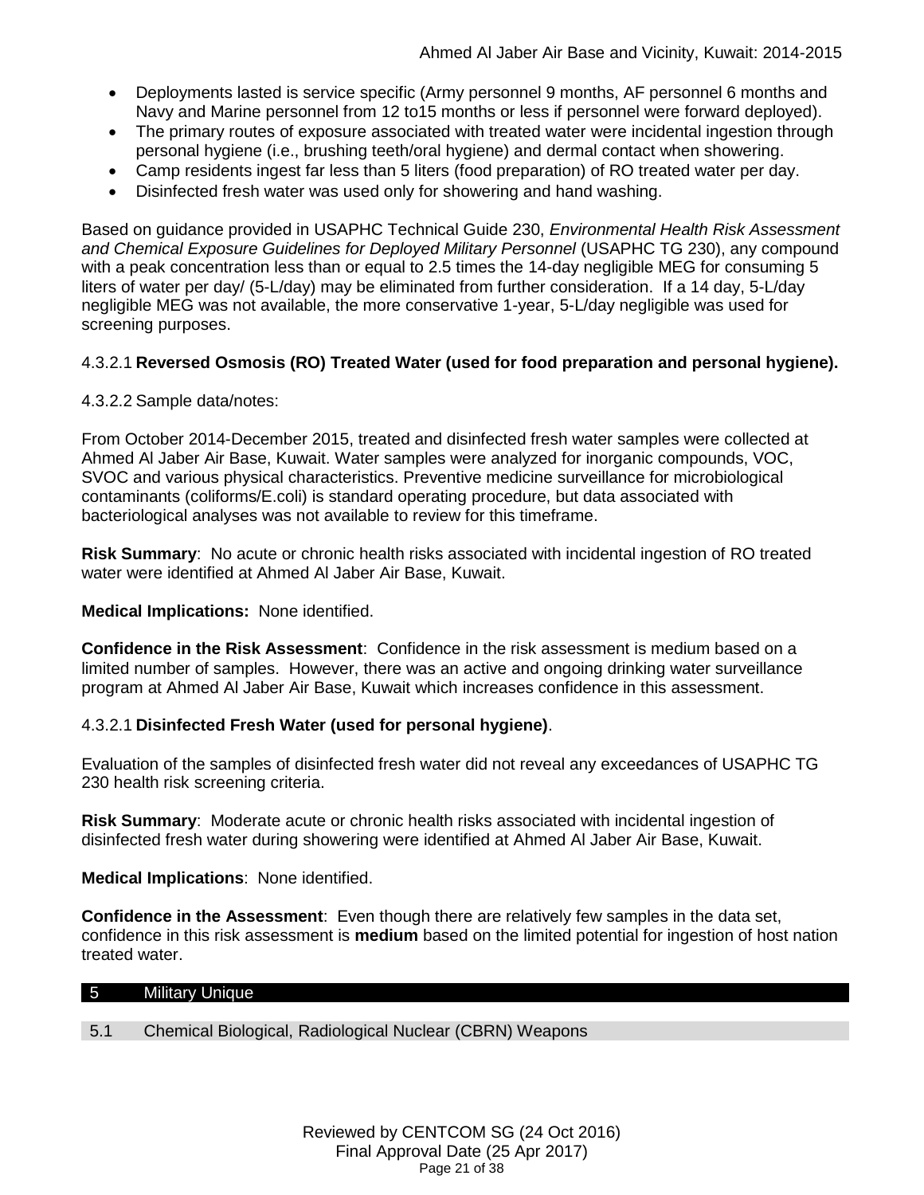- Deployments lasted is service specific (Army personnel 9 months, AF personnel 6 months and Navy and Marine personnel from 12 to15 months or less if personnel were forward deployed).
- The primary routes of exposure associated with treated water were incidental ingestion through personal hygiene (i.e., brushing teeth/oral hygiene) and dermal contact when showering.
- Camp residents ingest far less than 5 liters (food preparation) of RO treated water per day.
- Disinfected fresh water was used only for showering and hand washing.

Based on guidance provided in USAPHC Technical Guide 230, *Environmental Health Risk Assessment and Chemical Exposure Guidelines for Deployed Military Personnel* (USAPHC TG 230), any compound with a peak concentration less than or equal to 2.5 times the 14-day negligible MEG for consuming 5 liters of water per day/ (5-L/day) may be eliminated from further consideration. If a 14 day, 5-L/day negligible MEG was not available, the more conservative 1-year, 5-L/day negligible was used for screening purposes.

4.3.2.1 **Reversed Osmosis (RO) Treated Water (used for food preparation and personal hygiene).**

4.3.2.2 Sample data/notes:

From October 2014-December 2015, treated and disinfected fresh water samples were collected at Ahmed Al Jaber Air Base, Kuwait. Water samples were analyzed for inorganic compounds, VOC, SVOC and various physical characteristics. Preventive medicine surveillance for microbiological contaminants (coliforms/E.coli) is standard operating procedure, but data associated with bacteriological analyses was not available to review for this timeframe.

**Risk Summary**: No acute or chronic health risks associated with incidental ingestion of RO treated water were identified at Ahmed Al Jaber Air Base, Kuwait.

**Medical Implications:** None identified.

**Confidence in the Risk Assessment**: Confidence in the risk assessment is medium based on a limited number of samples. However, there was an active and ongoing drinking water surveillance program at Ahmed Al Jaber Air Base, Kuwait which increases confidence in this assessment.

4.3.2.1 **Disinfected Fresh Water (used for personal hygiene)**.

Evaluation of the samples of disinfected fresh water did not reveal any exceedances of USAPHC TG 230 health risk screening criteria.

**Risk Summary**: Moderate acute or chronic health risks associated with incidental ingestion of disinfected fresh water during showering were identified at Ahmed Al Jaber Air Base, Kuwait.

**Medical Implications**: None identified.

**Confidence in the Assessment**: Even though there are relatively few samples in the data set, confidence in this risk assessment is **medium** based on the limited potential for ingestion of host nation treated water.

## 5 Military Unique

### 5.1 Chemical Biological, Radiological Nuclear (CBRN) Weapons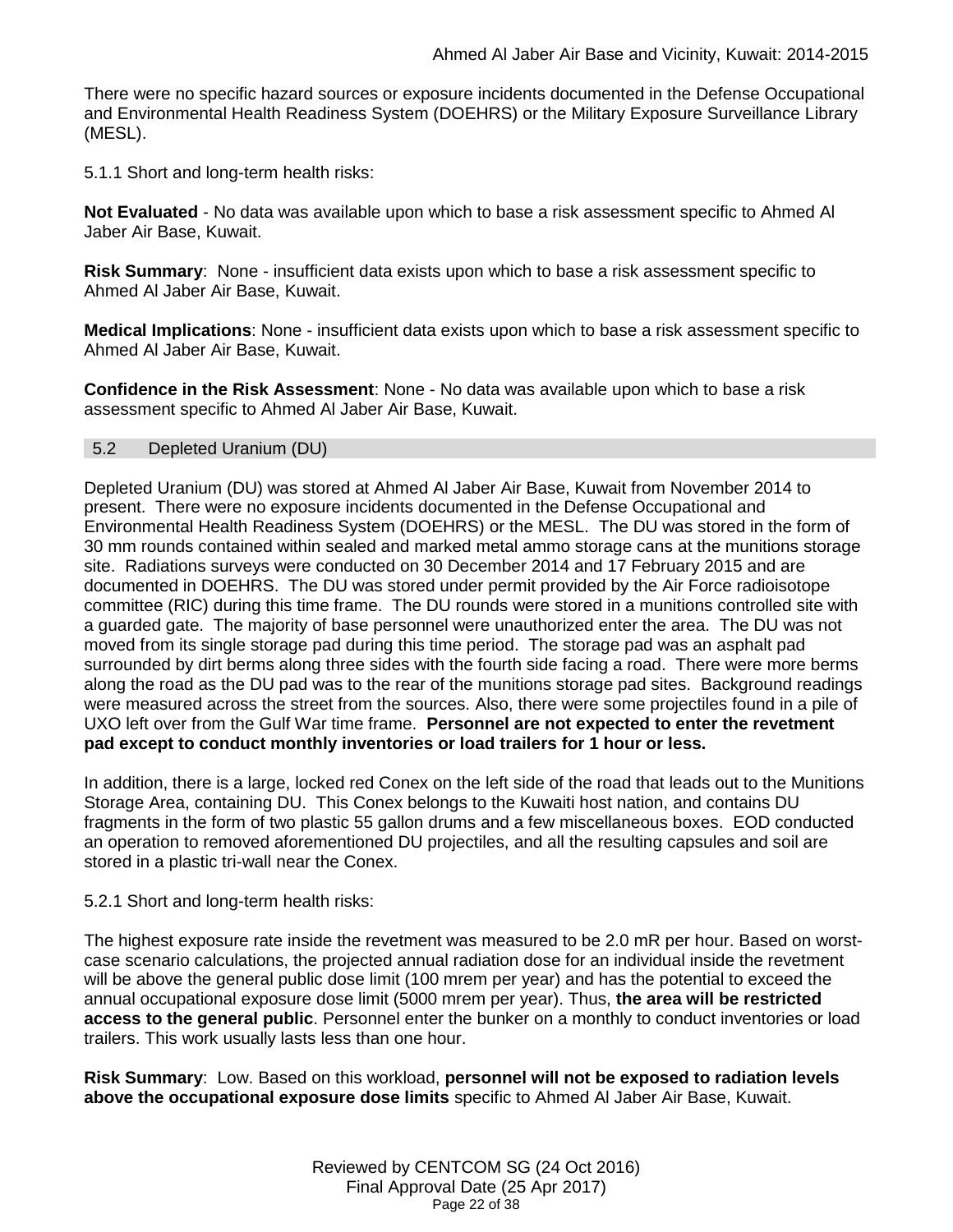There were no specific hazard sources or exposure incidents documented in the Defense Occupational and Environmental Health Readiness System (DOEHRS) or the Military Exposure Surveillance Library (MESL).

5.1.1 Short and long-term health risks:

**Not Evaluated** - No data was available upon which to base a risk assessment specific to Ahmed Al Jaber Air Base, Kuwait.

**Risk Summary**: None - insufficient data exists upon which to base a risk assessment specific to Ahmed Al Jaber Air Base, Kuwait.

**Medical Implications**: None - insufficient data exists upon which to base a risk assessment specific to Ahmed Al Jaber Air Base, Kuwait.

**Confidence in the Risk Assessment**: None - No data was available upon which to base a risk assessment specific to Ahmed Al Jaber Air Base, Kuwait.

## 5.2 Depleted Uranium (DU)

Depleted Uranium (DU) was stored at Ahmed Al Jaber Air Base, Kuwait from November 2014 to present. There were no exposure incidents documented in the Defense Occupational and Environmental Health Readiness System (DOEHRS) or the MESL. The DU was stored in the form of 30 mm rounds contained within sealed and marked metal ammo storage cans at the munitions storage site. Radiations surveys were conducted on 30 December 2014 and 17 February 2015 and are documented in DOEHRS. The DU was stored under permit provided by the Air Force radioisotope committee (RIC) during this time frame. The DU rounds were stored in a munitions controlled site with a guarded gate. The majority of base personnel were unauthorized enter the area. The DU was not moved from its single storage pad during this time period. The storage pad was an asphalt pad surrounded by dirt berms along three sides with the fourth side facing a road. There were more berms along the road as the DU pad was to the rear of the munitions storage pad sites. Background readings were measured across the street from the sources. Also, there were some projectiles found in a pile of UXO left over from the Gulf War time frame. **Personnel are not expected to enter the revetment pad except to conduct monthly inventories or load trailers for 1 hour or less.**

In addition, there is a large, locked red Conex on the left side of the road that leads out to the Munitions Storage Area, containing DU. This Conex belongs to the Kuwaiti host nation, and contains DU fragments in the form of two plastic 55 gallon drums and a few miscellaneous boxes. EOD conducted an operation to removed aforementioned DU projectiles, and all the resulting capsules and soil are stored in a plastic tri-wall near the Conex.

5.2.1 Short and long-term health risks:

The highest exposure rate inside the revetment was measured to be 2.0 mR per hour. Based on worst-case scenario calculations, the projected annual radiation dose for an individual inside the revetment will be above the general public dose limit (100 mrem per year) and has the potential to exceed the annual occupational exposure dose limit (5000 mrem per year). Thus, **the area will be restricted access to the general public**. Personnel enter the bunker on a monthly to conduct inventories or load trailers. This work usually lasts less than one hour.

**Risk Summary**: Low. Based on this workload, **personnel will not be exposed to radiation levels above the occupational exposure dose limits** specific to Ahmed Al Jaber Air Base, Kuwait.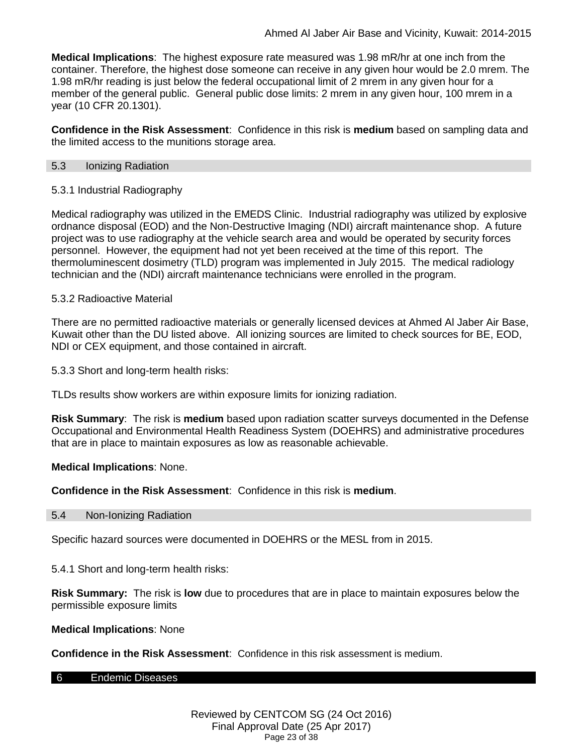**Medical Implications**: The highest exposure rate measured was 1.98 mR/hr at one inch from the container. Therefore, the highest dose someone can receive in any given hour would be 2.0 mrem. The 1.98 mR/hr reading is just below the federal occupational limit of 2 mrem in any given hour for a member of the general public. General public dose limits: 2 mrem in any given hour, 100 mrem in a year (10 CFR 20.1301).

**Confidence in the Risk Assessment**: Confidence in this risk is **medium** based on sampling data and the limited access to the munitions storage area.

## 5.3 Ionizing Radiation

### 5.3.1 Industrial Radiography

Medical radiography was utilized in the EMEDS Clinic. Industrial radiography was utilized by explosive ordnance disposal (EOD) and the Non-Destructive Imaging (NDI) aircraft maintenance shop. A future project was to use radiography at the vehicle search area and would be operated by security forces personnel. However, the equipment had not yet been received at the time of this report. The thermoluminescent dosimetry (TLD) program was implemented in July 2015. The medical radiology technician and the (NDI) aircraft maintenance technicians were enrolled in the program.

### 5.3.2 Radioactive Material

There are no permitted radioactive materials or generally licensed devices at Ahmed Al Jaber Air Base, Kuwait other than the DU listed above. All ionizing sources are limited to check sources for BE, EOD, NDI or CEX equipment, and those contained in aircraft.

### 5.3.3 Short and long-term health risks:

TLDs results show workers are within exposure limits for ionizing radiation.

**Risk Summary**: The risk is **medium** based upon radiation scatter surveys documented in the Defense Occupational and Environmental Health Readiness System (DOEHRS) and administrative procedures that are in place to maintain exposures as low as reasonable achievable.

**Medical Implications**: None.

**Confidence in the Risk Assessment**: Confidence in this risk is **medium**.

## 5.4 Non-Ionizing Radiation

Specific hazard sources were documented in DOEHRS or the MESL from in 2015.

### 5.4.1 Short and long-term health risks:

**Risk Summary:** The risk is **low** due to procedures that are in place to maintain exposures below the permissible exposure limits

**Medical Implications**: None

**Confidence in the Risk Assessment**: Confidence in this risk assessment is medium.

# 6 Endemic Diseases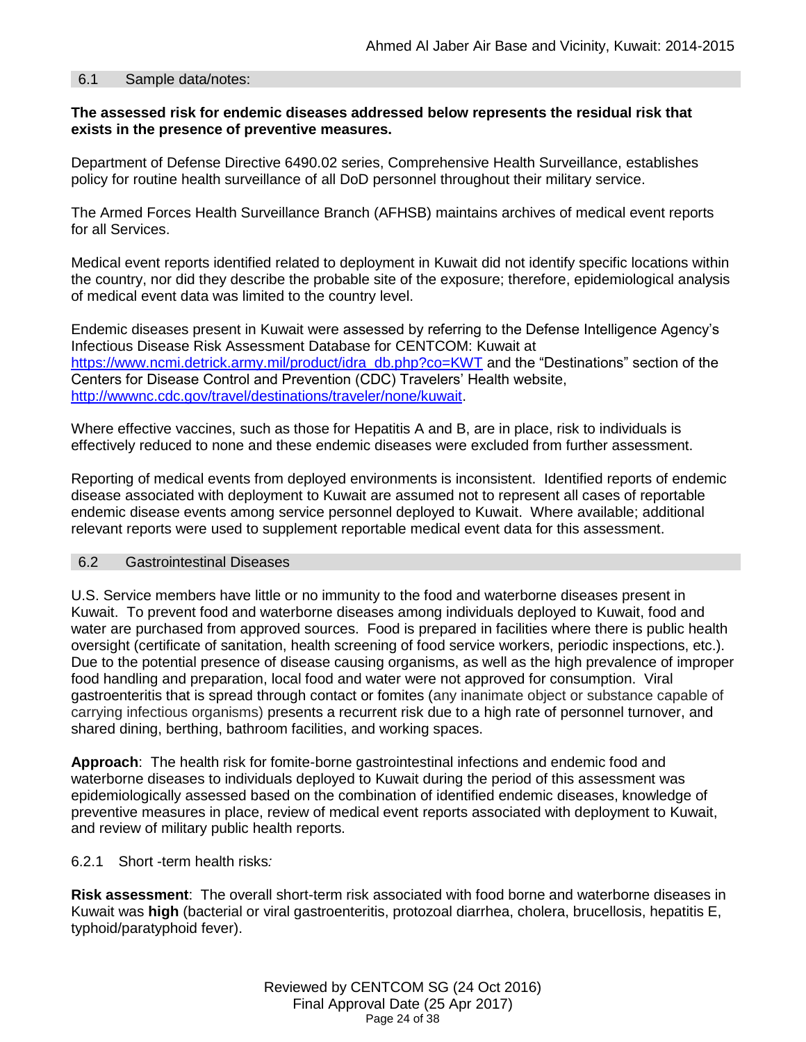## 6.1 Sample data/notes:

**The assessed risk for endemic diseases addressed below represents the residual risk that exists in the presence of preventive measures.**

Department of Defense Directive 6490.02 series, Comprehensive Health Surveillance, establishes policy for routine health surveillance of all DoD personnel throughout their military service.

The Armed Forces Health Surveillance Branch (AFHSB) maintains archives of medical event reports for all Services.

Medical event reports identified related to deployment in Kuwait did not identify specific locations within the country, nor did they describe the probable site of the exposure; therefore, epidemiological analysis of medical event data was limited to the country level.

Endemic diseases present in Kuwait were assessed by referring to the Defense Intelligence Agency's Infectious Disease Risk Assessment Database for CENTCOM: Kuwait at https://www.ncmi.detrick.army.mil/product/idra_db.php?co=KWT and the "Destinations" section of the Centers for Disease Control and Prevention (CDC) Travelers' Health website, http://wwwnc.cdc.gov/travel/destinations/traveler/none/kuwait.

Where effective vaccines, such as those for Hepatitis A and B, are in place, risk to individuals is effectively reduced to none and these endemic diseases were excluded from further assessment.

Reporting of medical events from deployed environments is inconsistent. Identified reports of endemic disease associated with deployment to Kuwait are assumed not to represent all cases of reportable endemic disease events among service personnel deployed to Kuwait. Where available; additional relevant reports were used to supplement reportable medical event data for this assessment.

## 6.2 Gastrointestinal Diseases

U.S. Service members have little or no immunity to the food and waterborne diseases present in Kuwait. To prevent food and waterborne diseases among individuals deployed to Kuwait, food and water are purchased from approved sources. Food is prepared in facilities where there is public health oversight (certificate of sanitation, health screening of food service workers, periodic inspections, etc.). Due to the potential presence of disease causing organisms, as well as the high prevalence of improper food handling and preparation, local food and water were not approved for consumption. Viral gastroenteritis that is spread through contact or fomites (any inanimate object or substance capable of carrying infectious organisms) presents a recurrent risk due to a high rate of personnel turnover, and shared dining, berthing, bathroom facilities, and working spaces.

**Approach**: The health risk for fomite-borne gastrointestinal infections and endemic food and waterborne diseases to individuals deployed to Kuwait during the period of this assessment was epidemiologically assessed based on the combination of identified endemic diseases, knowledge of preventive measures in place, review of medical event reports associated with deployment to Kuwait, and review of military public health reports.

### 6.2.1 Short -term health risks*:*

**Risk assessment**: The overall short-term risk associated with food borne and waterborne diseases in Kuwait was **high** (bacterial or viral gastroenteritis, protozoal diarrhea, cholera, brucellosis, hepatitis E, typhoid/paratyphoid fever).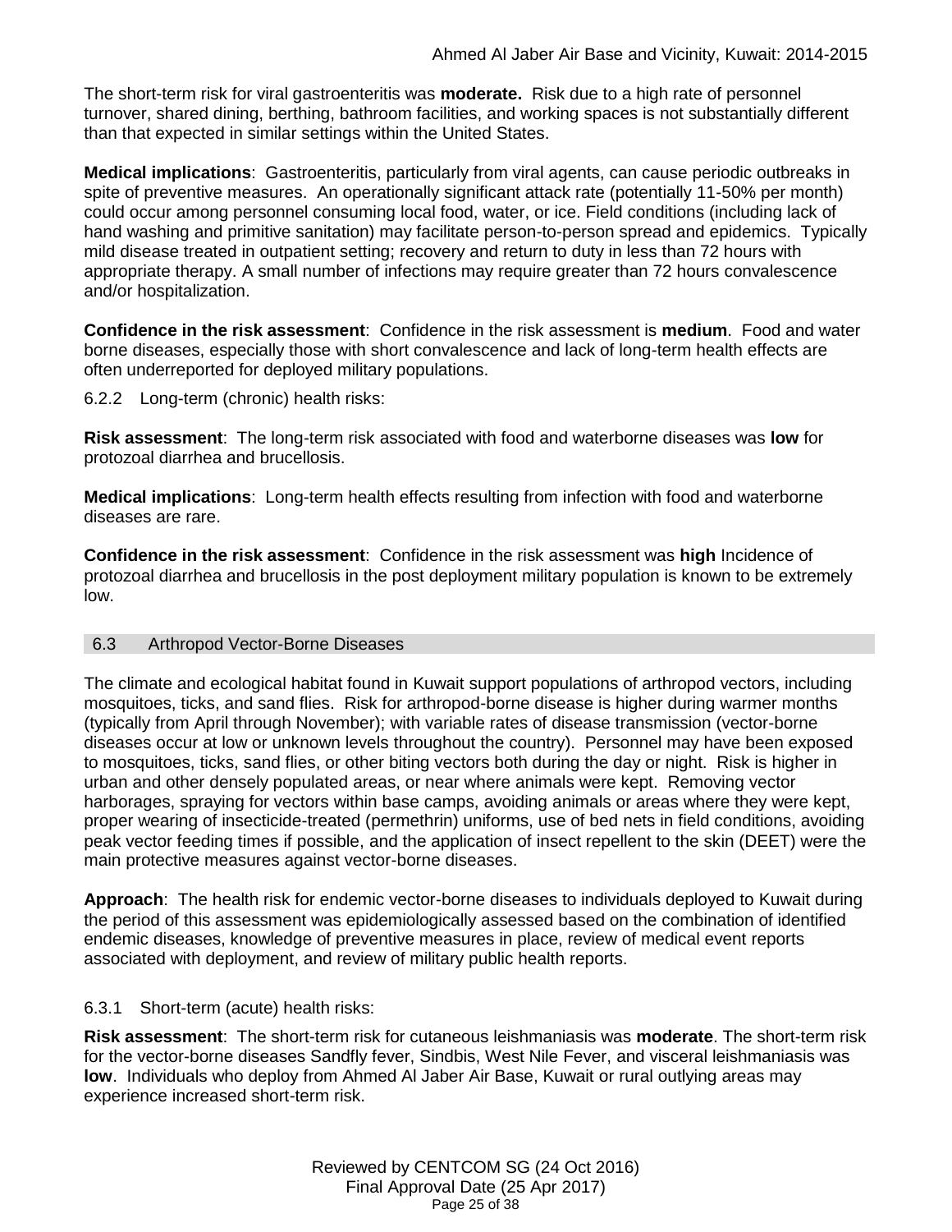The short-term risk for viral gastroenteritis was **moderate.** Risk due to a high rate of personnel turnover, shared dining, berthing, bathroom facilities, and working spaces is not substantially different than that expected in similar settings within the United States.

**Medical implications**: Gastroenteritis, particularly from viral agents, can cause periodic outbreaks in spite of preventive measures. An operationally significant attack rate (potentially 11-50% per month) could occur among personnel consuming local food, water, or ice. Field conditions (including lack of hand washing and primitive sanitation) may facilitate person-to-person spread and epidemics. Typically mild disease treated in outpatient setting; recovery and return to duty in less than 72 hours with appropriate therapy. A small number of infections may require greater than 72 hours convalescence and/or hospitalization.

**Confidence in the risk assessment**: Confidence in the risk assessment is **medium**. Food and water borne diseases, especially those with short convalescence and lack of long-term health effects are often underreported for deployed military populations.

6.2.2 Long-term (chronic) health risks:

**Risk assessment**: The long-term risk associated with food and waterborne diseases was **low** for protozoal diarrhea and brucellosis.

**Medical implications**: Long-term health effects resulting from infection with food and waterborne diseases are rare.

**Confidence in the risk assessment**: Confidence in the risk assessment was **high** Incidence of protozoal diarrhea and brucellosis in the post deployment military population is known to be extremely low.

## 6.3 Arthropod Vector-Borne Diseases

The climate and ecological habitat found in Kuwait support populations of arthropod vectors, including mosquitoes, ticks, and sand flies. Risk for arthropod-borne disease is higher during warmer months (typically from April through November); with variable rates of disease transmission (vector-borne diseases occur at low or unknown levels throughout the country). Personnel may have been exposed to mosquitoes, ticks, sand flies, or other biting vectors both during the day or night. Risk is higher in urban and other densely populated areas, or near where animals were kept. Removing vector harborages, spraying for vectors within base camps, avoiding animals or areas where they were kept, proper wearing of insecticide-treated (permethrin) uniforms, use of bed nets in field conditions, avoiding peak vector feeding times if possible, and the application of insect repellent to the skin (DEET) were the main protective measures against vector-borne diseases.

**Approach**: The health risk for endemic vector-borne diseases to individuals deployed to Kuwait during the period of this assessment was epidemiologically assessed based on the combination of identified endemic diseases, knowledge of preventive measures in place, review of medical event reports associated with deployment, and review of military public health reports.

6.3.1 Short-term (acute) health risks:

**Risk assessment**: The short-term risk for cutaneous leishmaniasis was **moderate**. The short-term risk for the vector-borne diseases Sandfly fever, Sindbis, West Nile Fever, and visceral leishmaniasis was **low**. Individuals who deploy from Ahmed Al Jaber Air Base, Kuwait or rural outlying areas may experience increased short-term risk.

Reviewed by CENTCOM SG (24 Oct 2016)
Final Approval Date (25 Apr 2017)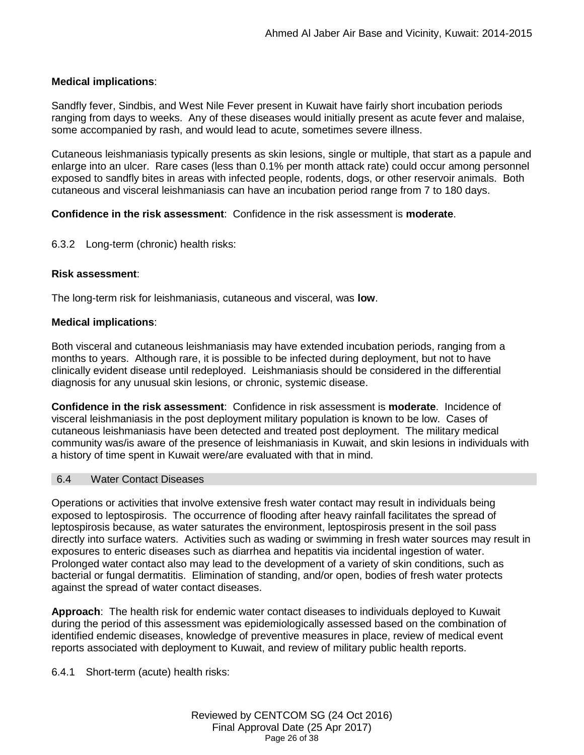**Medical implications**:

Sandfly fever, Sindbis, and West Nile Fever present in Kuwait have fairly short incubation periods ranging from days to weeks. Any of these diseases would initially present as acute fever and malaise, some accompanied by rash, and would lead to acute, sometimes severe illness.

Cutaneous leishmaniasis typically presents as skin lesions, single or multiple, that start as a papule and enlarge into an ulcer. Rare cases (less than 0.1% per month attack rate) could occur among personnel exposed to sandfly bites in areas with infected people, rodents, dogs, or other reservoir animals. Both cutaneous and visceral leishmaniasis can have an incubation period range from 7 to 180 days.

**Confidence in the risk assessment**: Confidence in the risk assessment is **moderate**.

6.3.2 Long-term (chronic) health risks:

**Risk assessment**:

The long-term risk for leishmaniasis, cutaneous and visceral, was **low**.

**Medical implications**:

Both visceral and cutaneous leishmaniasis may have extended incubation periods, ranging from a months to years. Although rare, it is possible to be infected during deployment, but not to have clinically evident disease until redeployed. Leishmaniasis should be considered in the differential diagnosis for any unusual skin lesions, or chronic, systemic disease.

**Confidence in the risk assessment**: Confidence in risk assessment is **moderate**. Incidence of visceral leishmaniasis in the post deployment military population is known to be low. Cases of cutaneous leishmaniasis have been detected and treated post deployment. The military medical community was/is aware of the presence of leishmaniasis in Kuwait, and skin lesions in individuals with a history of time spent in Kuwait were/are evaluated with that in mind.

## 6.4 Water Contact Diseases

Operations or activities that involve extensive fresh water contact may result in individuals being exposed to leptospirosis. The occurrence of flooding after heavy rainfall facilitates the spread of leptospirosis because, as water saturates the environment, leptospirosis present in the soil pass directly into surface waters. Activities such as wading or swimming in fresh water sources may result in exposures to enteric diseases such as diarrhea and hepatitis via incidental ingestion of water. Prolonged water contact also may lead to the development of a variety of skin conditions, such as bacterial or fungal dermatitis. Elimination of standing, and/or open, bodies of fresh water protects against the spread of water contact diseases.

**Approach**: The health risk for endemic water contact diseases to individuals deployed to Kuwait during the period of this assessment was epidemiologically assessed based on the combination of identified endemic diseases, knowledge of preventive measures in place, review of medical event reports associated with deployment to Kuwait, and review of military public health reports.

6.4.1 Short-term (acute) health risks: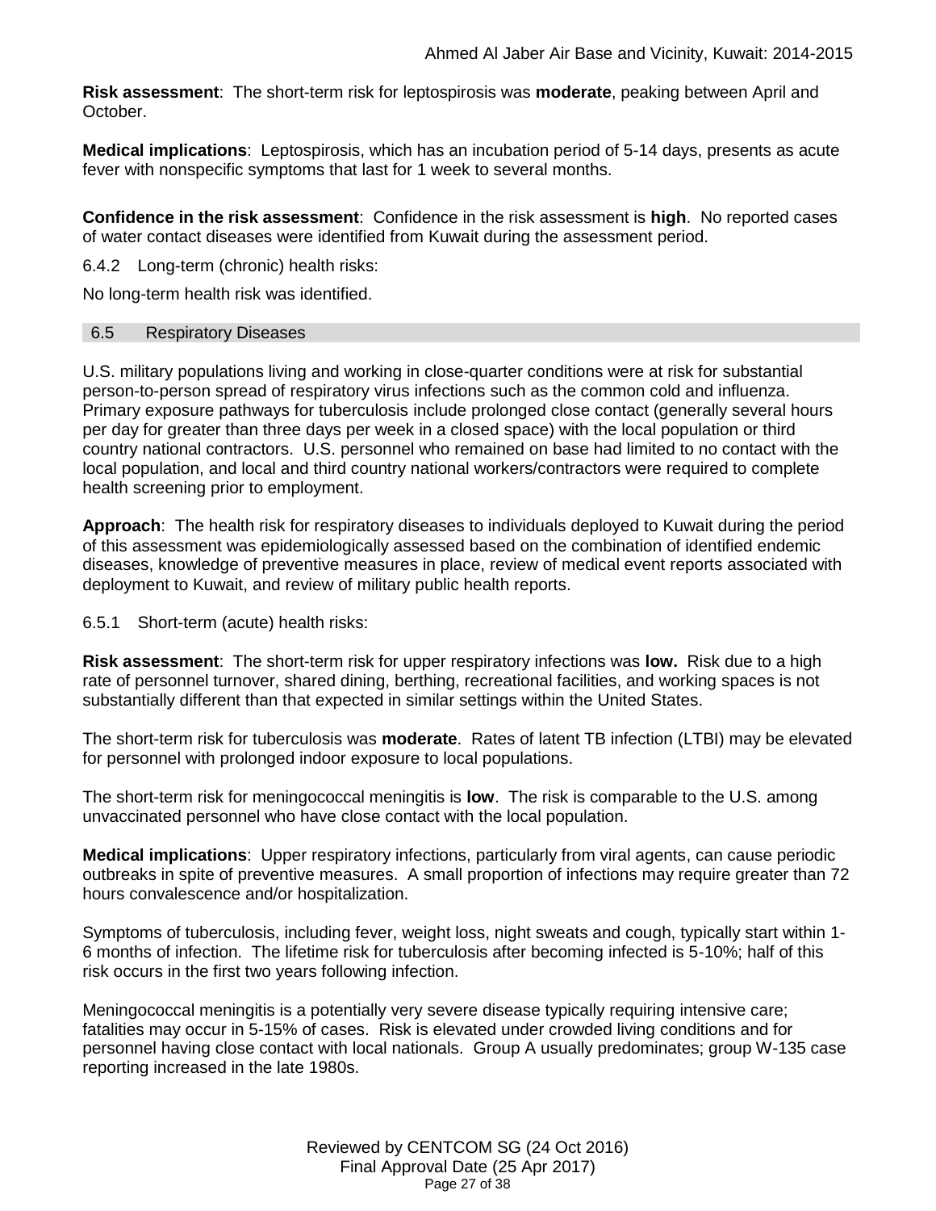**Risk assessment**: The short-term risk for leptospirosis was **moderate**, peaking between April and October.

**Medical implications**: Leptospirosis, which has an incubation period of 5-14 days, presents as acute fever with nonspecific symptoms that last for 1 week to several months.

**Confidence in the risk assessment**: Confidence in the risk assessment is **high**. No reported cases of water contact diseases were identified from Kuwait during the assessment period.

6.4.2 Long-term (chronic) health risks:

No long-term health risk was identified.

## 6.5 Respiratory Diseases

U.S. military populations living and working in close-quarter conditions were at risk for substantial person-to-person spread of respiratory virus infections such as the common cold and influenza. Primary exposure pathways for tuberculosis include prolonged close contact (generally several hours per day for greater than three days per week in a closed space) with the local population or third country national contractors. U.S. personnel who remained on base had limited to no contact with the local population, and local and third country national workers/contractors were required to complete health screening prior to employment.

**Approach**: The health risk for respiratory diseases to individuals deployed to Kuwait during the period of this assessment was epidemiologically assessed based on the combination of identified endemic diseases, knowledge of preventive measures in place, review of medical event reports associated with deployment to Kuwait, and review of military public health reports.

6.5.1 Short-term (acute) health risks:

**Risk assessment**: The short-term risk for upper respiratory infections was **low.** Risk due to a high rate of personnel turnover, shared dining, berthing, recreational facilities, and working spaces is not substantially different than that expected in similar settings within the United States.

The short-term risk for tuberculosis was **moderate**. Rates of latent TB infection (LTBI) may be elevated for personnel with prolonged indoor exposure to local populations.

The short-term risk for meningococcal meningitis is **low**. The risk is comparable to the U.S. among unvaccinated personnel who have close contact with the local population.

**Medical implications**: Upper respiratory infections, particularly from viral agents, can cause periodic outbreaks in spite of preventive measures. A small proportion of infections may require greater than 72 hours convalescence and/or hospitalization.

Symptoms of tuberculosis, including fever, weight loss, night sweats and cough, typically start within 1-6 months of infection. The lifetime risk for tuberculosis after becoming infected is 5-10%; half of this risk occurs in the first two years following infection.

Meningococcal meningitis is a potentially very severe disease typically requiring intensive care; fatalities may occur in 5-15% of cases. Risk is elevated under crowded living conditions and for personnel having close contact with local nationals. Group A usually predominates; group W-135 case reporting increased in the late 1980s.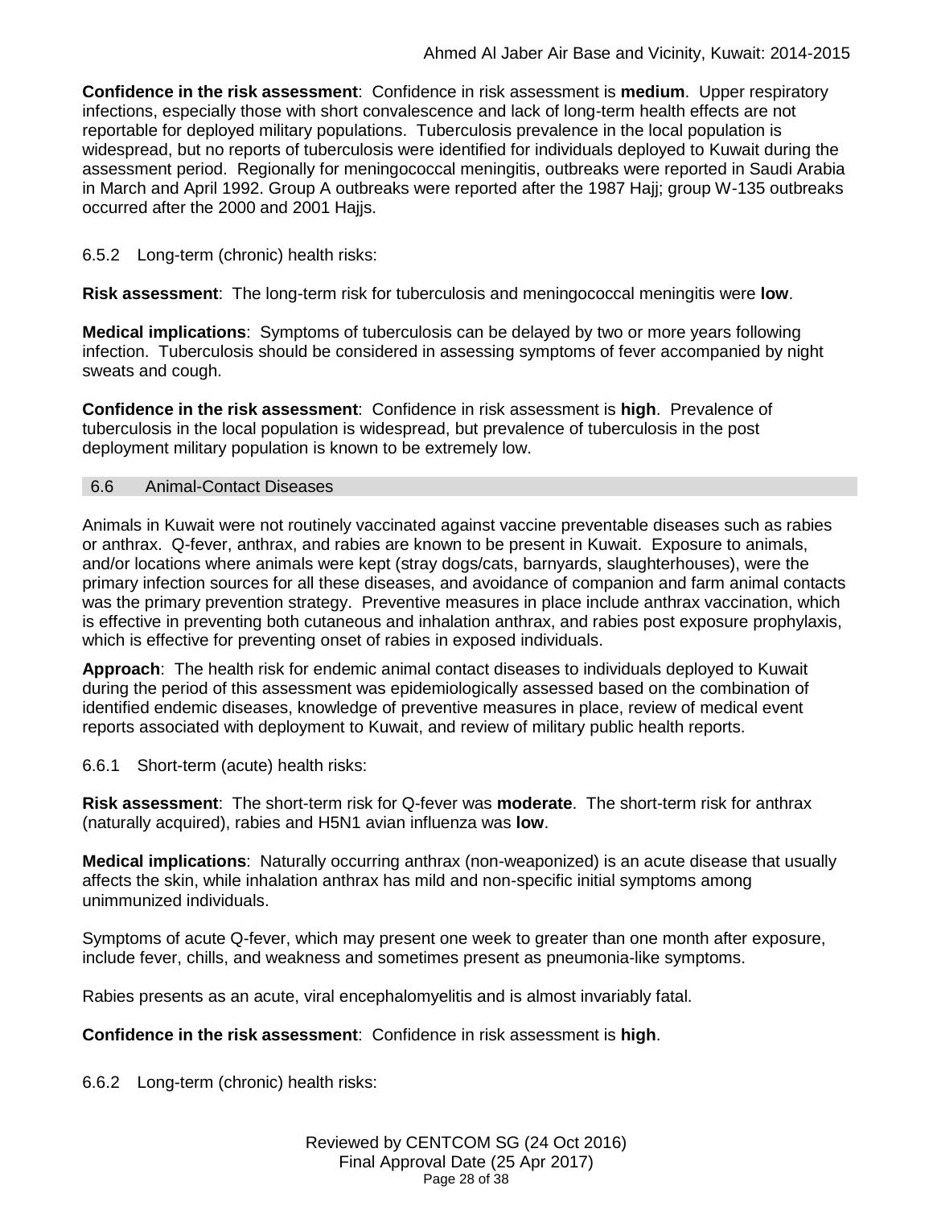**Confidence in the risk assessment**: Confidence in risk assessment is **medium**. Upper respiratory infections, especially those with short convalescence and lack of long-term health effects are not reportable for deployed military populations. Tuberculosis prevalence in the local population is widespread, but no reports of tuberculosis were identified for individuals deployed to Kuwait during the assessment period. Regionally for meningococcal meningitis, outbreaks were reported in Saudi Arabia in March and April 1992. Group A outbreaks were reported after the 1987 Hajj; group W-135 outbreaks occurred after the 2000 and 2001 Hajjs.

#### 6.5.2 Long-term (chronic) health risks:

**Risk assessment**: The long-term risk for tuberculosis and meningococcal meningitis were **low**.

**Medical implications**: Symptoms of tuberculosis can be delayed by two or more years following infection. Tuberculosis should be considered in assessing symptoms of fever accompanied by night sweats and cough.

**Confidence in the risk assessment**: Confidence in risk assessment is **high**. Prevalence of tuberculosis in the local population is widespread, but prevalence of tuberculosis in the post deployment military population is known to be extremely low.

### 6.6 Animal-Contact Diseases

Animals in Kuwait were not routinely vaccinated against vaccine preventable diseases such as rabies or anthrax. Q-fever, anthrax, and rabies are known to be present in Kuwait. Exposure to animals, and/or locations where animals were kept (stray dogs/cats, barnyards, slaughterhouses), were the primary infection sources for all these diseases, and avoidance of companion and farm animal contacts was the primary prevention strategy. Preventive measures in place include anthrax vaccination, which is effective in preventing both cutaneous and inhalation anthrax, and rabies post exposure prophylaxis, which is effective for preventing onset of rabies in exposed individuals.

**Approach**: The health risk for endemic animal contact diseases to individuals deployed to Kuwait during the period of this assessment was epidemiologically assessed based on the combination of identified endemic diseases, knowledge of preventive measures in place, review of medical event reports associated with deployment to Kuwait, and review of military public health reports.

#### 6.6.1 Short-term (acute) health risks:

**Risk assessment**: The short-term risk for Q-fever was **moderate**. The short-term risk for anthrax (naturally acquired), rabies and H5N1 avian influenza was **low**.

**Medical implications**: Naturally occurring anthrax (non-weaponized) is an acute disease that usually affects the skin, while inhalation anthrax has mild and non-specific initial symptoms among unimmunized individuals.

Symptoms of acute Q-fever, which may present one week to greater than one month after exposure, include fever, chills, and weakness and sometimes present as pneumonia-like symptoms.

Rabies presents as an acute, viral encephalomyelitis and is almost invariably fatal.

**Confidence in the risk assessment**: Confidence in risk assessment is **high**.

#### 6.6.2 Long-term (chronic) health risks: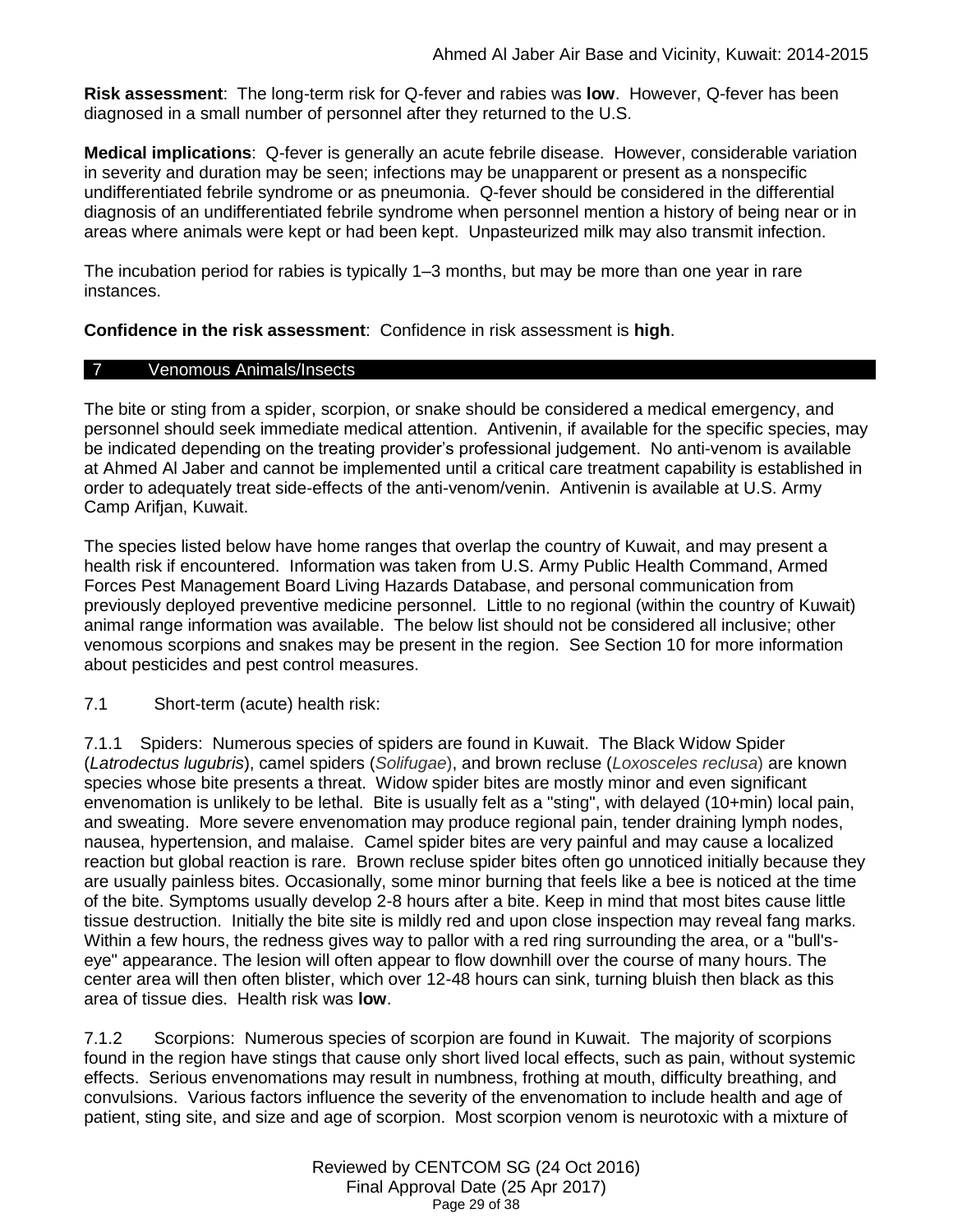**Risk assessment**: The long-term risk for Q-fever and rabies was **low**. However, Q-fever has been diagnosed in a small number of personnel after they returned to the U.S.

**Medical implications**: Q-fever is generally an acute febrile disease. However, considerable variation in severity and duration may be seen; infections may be unapparent or present as a nonspecific undifferentiated febrile syndrome or as pneumonia. Q-fever should be considered in the differential diagnosis of an undifferentiated febrile syndrome when personnel mention a history of being near or in areas where animals were kept or had been kept. Unpasteurized milk may also transmit infection.

The incubation period for rabies is typically 1–3 months, but may be more than one year in rare instances.

**Confidence in the risk assessment**: Confidence in risk assessment is **high**.

## 7 Venomous Animals/Insects

The bite or sting from a spider, scorpion, or snake should be considered a medical emergency, and personnel should seek immediate medical attention. Antivenin, if available for the specific species, may be indicated depending on the treating provider's professional judgement. No anti-venom is available at Ahmed Al Jaber and cannot be implemented until a critical care treatment capability is established in order to adequately treat side-effects of the anti-venom/venin. Antivenin is available at U.S. Army Camp Arifjan, Kuwait.

The species listed below have home ranges that overlap the country of Kuwait, and may present a health risk if encountered. Information was taken from U.S. Army Public Health Command, Armed Forces Pest Management Board Living Hazards Database, and personal communication from previously deployed preventive medicine personnel. Little to no regional (within the country of Kuwait) animal range information was available. The below list should not be considered all inclusive; other venomous scorpions and snakes may be present in the region. See Section 10 for more information about pesticides and pest control measures.

7.1 Short-term (acute) health risk:

7.1.1 Spiders: Numerous species of spiders are found in Kuwait. The Black Widow Spider (*Latrodectus lugubris*), camel spiders (*Solifugae*), and brown recluse (*Loxosceles reclusa*) are known species whose bite presents a threat. Widow spider bites are mostly minor and even significant envenomation is unlikely to be lethal. Bite is usually felt as a "sting", with delayed (10+min) local pain, and sweating. More severe envenomation may produce regional pain, tender draining lymph nodes, nausea, hypertension, and malaise. Camel spider bites are very painful and may cause a localized reaction but global reaction is rare. Brown recluse spider bites often go unnoticed initially because they are usually painless bites. Occasionally, some minor burning that feels like a bee is noticed at the time of the bite. Symptoms usually develop 2-8 hours after a bite. Keep in mind that most bites cause little tissue destruction. Initially the bite site is mildly red and upon close inspection may reveal fang marks. Within a few hours, the redness gives way to pallor with a red ring surrounding the area, or a "bull's-eye" appearance. The lesion will often appear to flow downhill over the course of many hours. The center area will then often blister, which over 12-48 hours can sink, turning bluish then black as this area of tissue dies. Health risk was **low**.

7.1.2 Scorpions: Numerous species of scorpion are found in Kuwait. The majority of scorpions found in the region have stings that cause only short lived local effects, such as pain, without systemic effects. Serious envenomations may result in numbness, frothing at mouth, difficulty breathing, and convulsions. Various factors influence the severity of the envenomation to include health and age of patient, sting site, and size and age of scorpion. Most scorpion venom is neurotoxic with a mixture of

Reviewed by CENTCOM SG (24 Oct 2016)
Final Approval Date (25 Apr 2017)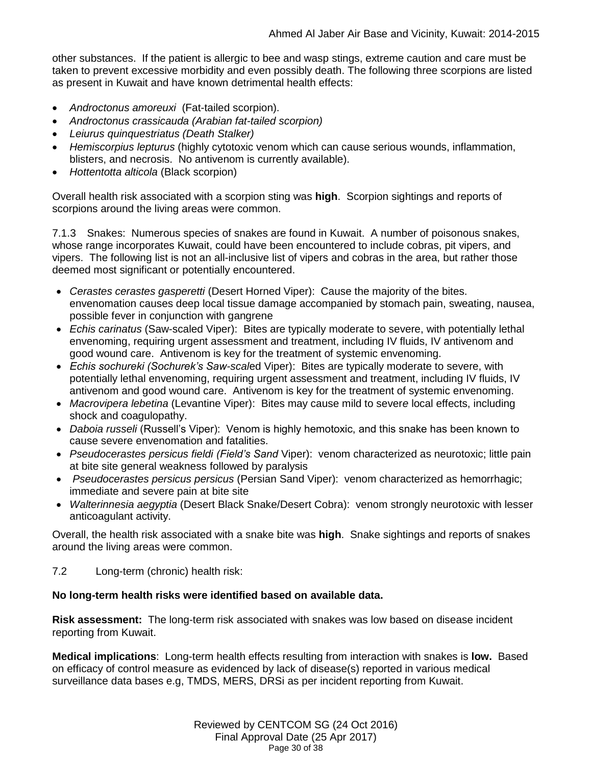other substances. If the patient is allergic to bee and wasp stings, extreme caution and care must be taken to prevent excessive morbidity and even possibly death. The following three scorpions are listed as present in Kuwait and have known detrimental health effects:

- *Androctonus amoreuxi* (Fat-tailed scorpion).
- *Androctonus crassicauda (Arabian fat-tailed scorpion)*
- *Leiurus quinquestriatus (Death Stalker)*
- *Hemiscorpius lepturus* (highly cytotoxic venom which can cause serious wounds, inflammation, blisters, and necrosis. No antivenom is currently available).
- *Hottentotta alticola* (Black scorpion)

Overall health risk associated with a scorpion sting was **high**. Scorpion sightings and reports of scorpions around the living areas were common.

7.1.3 Snakes: Numerous species of snakes are found in Kuwait. A number of poisonous snakes, whose range incorporates Kuwait, could have been encountered to include cobras, pit vipers, and vipers. The following list is not an all-inclusive list of vipers and cobras in the area, but rather those deemed most significant or potentially encountered.

- *Cerastes cerastes gasperetti* (Desert Horned Viper): Cause the majority of the bites. envenomation causes deep local tissue damage accompanied by stomach pain, sweating, nausea, possible fever in conjunction with gangrene
- *Echis carinatus* (Saw-scaled Viper): Bites are typically moderate to severe, with potentially lethal envenoming, requiring urgent assessment and treatment, including IV fluids, IV antivenom and good wound care. Antivenom is key for the treatment of systemic envenoming.
- *Echis sochureki (Sochurek's Saw-scal*ed Viper): Bites are typically moderate to severe, with potentially lethal envenoming, requiring urgent assessment and treatment, including IV fluids, IV antivenom and good wound care. Antivenom is key for the treatment of systemic envenoming.
- *Macrovipera lebetina* (Levantine Viper): Bites may cause mild to severe local effects, including shock and coagulopathy.
- *Daboia russeli* (Russell's Viper): Venom is highly hemotoxic, and this snake has been known to cause severe envenomation and fatalities.
- *Pseudocerastes persicus fieldi (Field's Sand* Viper): venom characterized as neurotoxic; little pain at bite site general weakness followed by paralysis
- *Pseudocerastes persicus persicus* (Persian Sand Viper): venom characterized as hemorrhagic; immediate and severe pain at bite site
- *Walterinnesia aegyptia* (Desert Black Snake/Desert Cobra): venom strongly neurotoxic with lesser anticoagulant activity.

Overall, the health risk associated with a snake bite was **high**. Snake sightings and reports of snakes around the living areas were common.

7.2 Long-term (chronic) health risk:

**No long-term health risks were identified based on available data.**

**Risk assessment:** The long-term risk associated with snakes was low based on disease incident reporting from Kuwait.

**Medical implications**: Long-term health effects resulting from interaction with snakes is **low.** Based on efficacy of control measure as evidenced by lack of disease(s) reported in various medical surveillance data bases e.g, TMDS, MERS, DRSi as per incident reporting from Kuwait.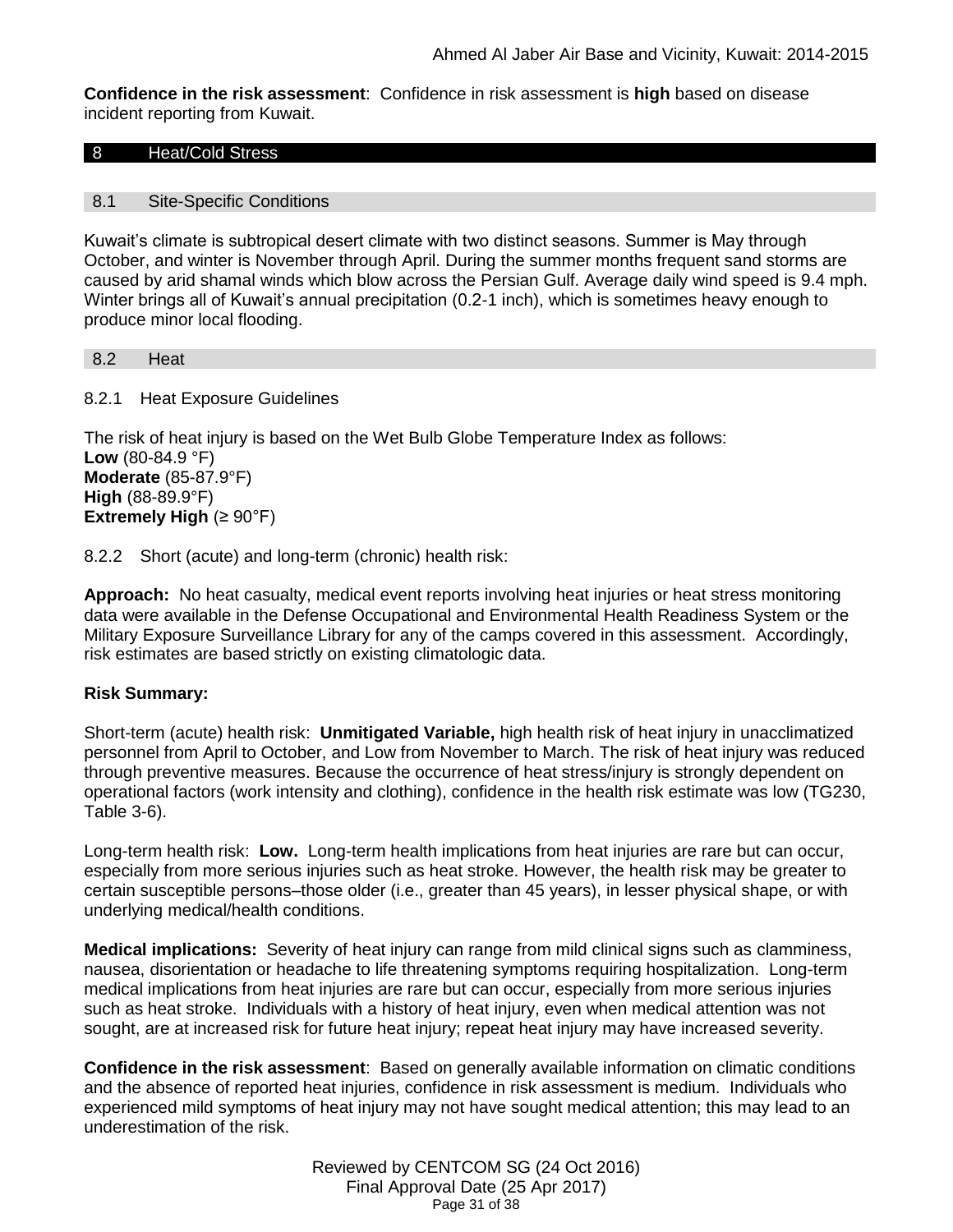**Confidence in the risk assessment**: Confidence in risk assessment is **high** based on disease incident reporting from Kuwait.

## 8 Heat/Cold Stress

### 8.1 Site-Specific Conditions

Kuwait's climate is subtropical desert climate with two distinct seasons. Summer is May through October, and winter is November through April. During the summer months frequent sand storms are caused by arid shamal winds which blow across the Persian Gulf. Average daily wind speed is 9.4 mph. Winter brings all of Kuwait's annual precipitation (0.2-1 inch), which is sometimes heavy enough to produce minor local flooding.

### 8.2 Heat

#### 8.2.1 Heat Exposure Guidelines

The risk of heat injury is based on the Wet Bulb Globe Temperature Index as follows:
**Low** (80-84.9 °F)
**Moderate** (85-87.9°F)
**High** (88-89.9°F)
**Extremely High** (≥ 90°F)

#### 8.2.2 Short (acute) and long-term (chronic) health risk:

**Approach:** No heat casualty, medical event reports involving heat injuries or heat stress monitoring data were available in the Defense Occupational and Environmental Health Readiness System or the Military Exposure Surveillance Library for any of the camps covered in this assessment. Accordingly, risk estimates are based strictly on existing climatologic data.

**Risk Summary:**

Short-term (acute) health risk: **Unmitigated Variable,** high health risk of heat injury in unacclimatized personnel from April to October, and Low from November to March. The risk of heat injury was reduced through preventive measures. Because the occurrence of heat stress/injury is strongly dependent on operational factors (work intensity and clothing), confidence in the health risk estimate was low (TG230, Table 3-6).

Long-term health risk: **Low.** Long-term health implications from heat injuries are rare but can occur, especially from more serious injuries such as heat stroke. However, the health risk may be greater to certain susceptible persons–those older (i.e., greater than 45 years), in lesser physical shape, or with underlying medical/health conditions.

**Medical implications:** Severity of heat injury can range from mild clinical signs such as clamminess, nausea, disorientation or headache to life threatening symptoms requiring hospitalization. Long-term medical implications from heat injuries are rare but can occur, especially from more serious injuries such as heat stroke. Individuals with a history of heat injury, even when medical attention was not sought, are at increased risk for future heat injury; repeat heat injury may have increased severity.

**Confidence in the risk assessment**: Based on generally available information on climatic conditions and the absence of reported heat injuries, confidence in risk assessment is medium. Individuals who experienced mild symptoms of heat injury may not have sought medical attention; this may lead to an underestimation of the risk.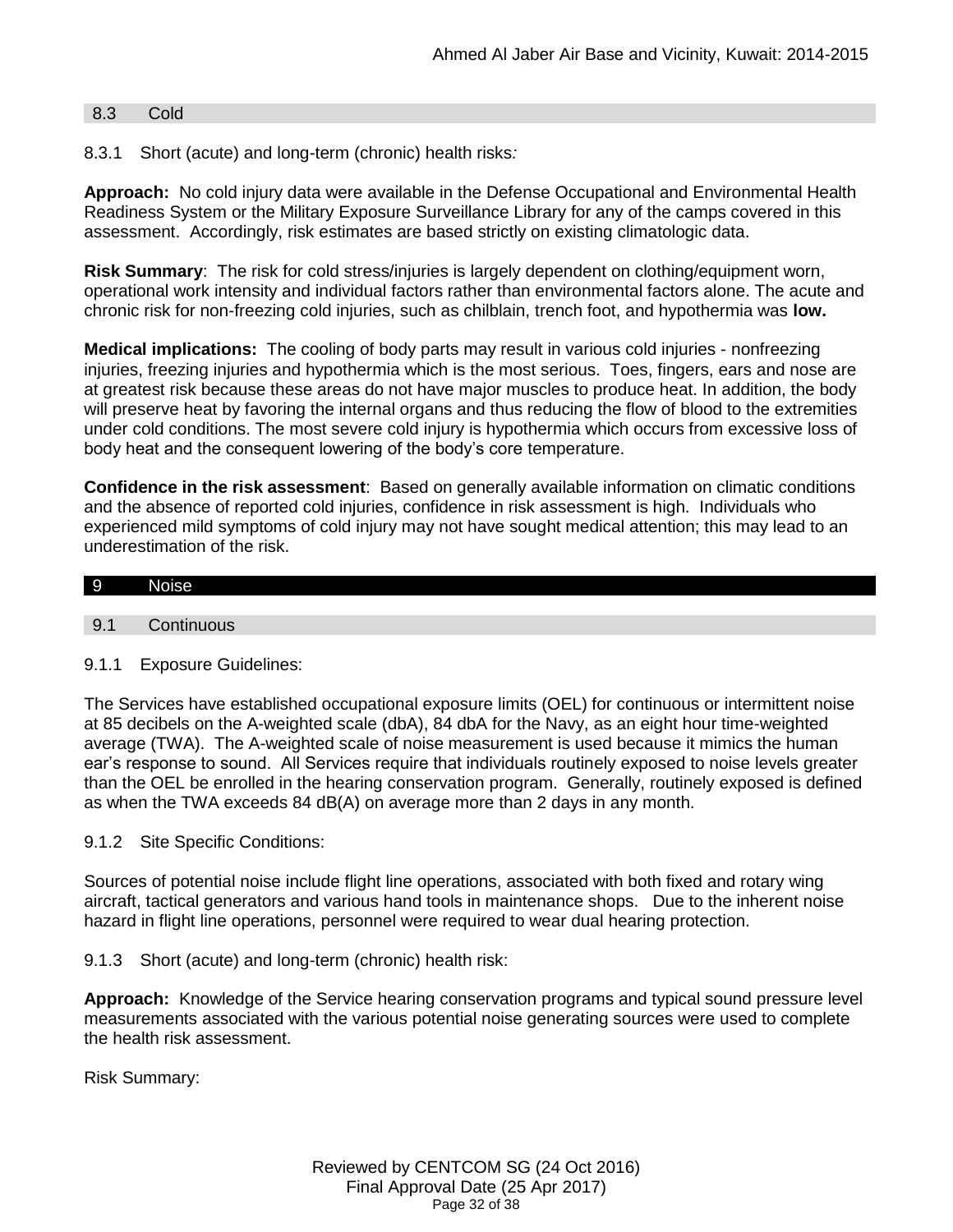### 8.3 Cold

8.3.1 Short (acute) and long-term (chronic) health risks*:*

**Approach:** No cold injury data were available in the Defense Occupational and Environmental Health Readiness System or the Military Exposure Surveillance Library for any of the camps covered in this assessment. Accordingly, risk estimates are based strictly on existing climatologic data.

**Risk Summary**: The risk for cold stress/injuries is largely dependent on clothing/equipment worn, operational work intensity and individual factors rather than environmental factors alone. The acute and chronic risk for non-freezing cold injuries, such as chilblain, trench foot, and hypothermia was **low.**

**Medical implications:** The cooling of body parts may result in various cold injuries - nonfreezing injuries, freezing injuries and hypothermia which is the most serious. Toes, fingers, ears and nose are at greatest risk because these areas do not have major muscles to produce heat. In addition, the body will preserve heat by favoring the internal organs and thus reducing the flow of blood to the extremities under cold conditions. The most severe cold injury is hypothermia which occurs from excessive loss of body heat and the consequent lowering of the body's core temperature.

**Confidence in the risk assessment**: Based on generally available information on climatic conditions and the absence of reported cold injuries, confidence in risk assessment is high. Individuals who experienced mild symptoms of cold injury may not have sought medical attention; this may lead to an underestimation of the risk.

## 9 Noise

### 9.1 Continuous

9.1.1 Exposure Guidelines:

The Services have established occupational exposure limits (OEL) for continuous or intermittent noise at 85 decibels on the A-weighted scale (dbA), 84 dbA for the Navy, as an eight hour time-weighted average (TWA). The A-weighted scale of noise measurement is used because it mimics the human ear's response to sound. All Services require that individuals routinely exposed to noise levels greater than the OEL be enrolled in the hearing conservation program. Generally, routinely exposed is defined as when the TWA exceeds 84 dB(A) on average more than 2 days in any month.

9.1.2 Site Specific Conditions:

Sources of potential noise include flight line operations, associated with both fixed and rotary wing aircraft, tactical generators and various hand tools in maintenance shops. Due to the inherent noise hazard in flight line operations, personnel were required to wear dual hearing protection.

9.1.3 Short (acute) and long-term (chronic) health risk:

**Approach:** Knowledge of the Service hearing conservation programs and typical sound pressure level measurements associated with the various potential noise generating sources were used to complete the health risk assessment.

Risk Summary: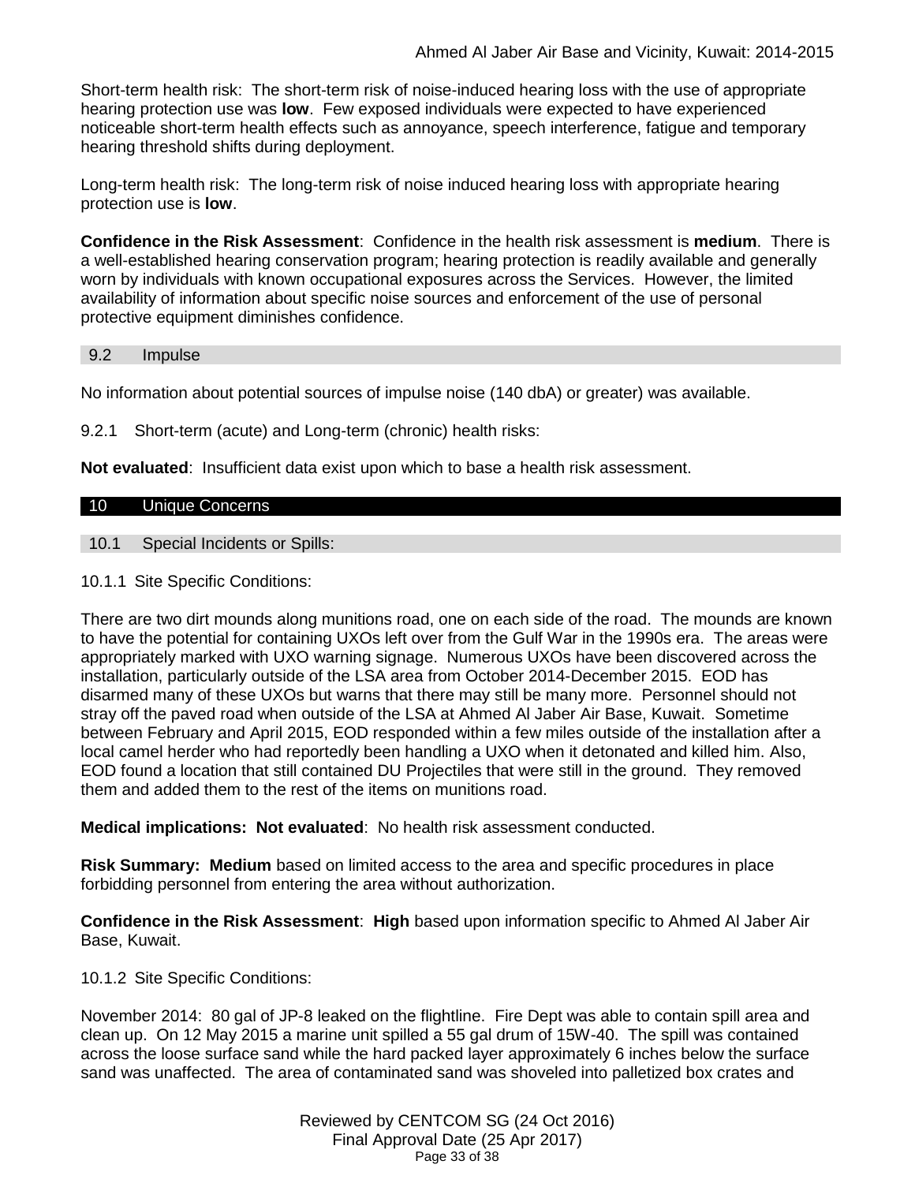Short-term health risk: The short-term risk of noise-induced hearing loss with the use of appropriate hearing protection use was **low**. Few exposed individuals were expected to have experienced noticeable short-term health effects such as annoyance, speech interference, fatigue and temporary hearing threshold shifts during deployment.

Long-term health risk: The long-term risk of noise induced hearing loss with appropriate hearing protection use is **low**.

**Confidence in the Risk Assessment**: Confidence in the health risk assessment is **medium**. There is a well-established hearing conservation program; hearing protection is readily available and generally worn by individuals with known occupational exposures across the Services. However, the limited availability of information about specific noise sources and enforcement of the use of personal protective equipment diminishes confidence.

### 9.2 Impulse

No information about potential sources of impulse noise (140 dbA) or greater) was available.

9.2.1 Short-term (acute) and Long-term (chronic) health risks:

**Not evaluated**: Insufficient data exist upon which to base a health risk assessment.

## 10 Unique Concerns

### 10.1 Special Incidents or Spills:

10.1.1 Site Specific Conditions:

There are two dirt mounds along munitions road, one on each side of the road. The mounds are known to have the potential for containing UXOs left over from the Gulf War in the 1990s era. The areas were appropriately marked with UXO warning signage. Numerous UXOs have been discovered across the installation, particularly outside of the LSA area from October 2014-December 2015. EOD has disarmed many of these UXOs but warns that there may still be many more. Personnel should not stray off the paved road when outside of the LSA at Ahmed Al Jaber Air Base, Kuwait. Sometime between February and April 2015, EOD responded within a few miles outside of the installation after a local camel herder who had reportedly been handling a UXO when it detonated and killed him. Also, EOD found a location that still contained DU Projectiles that were still in the ground. They removed them and added them to the rest of the items on munitions road.

**Medical implications: Not evaluated**: No health risk assessment conducted.

**Risk Summary: Medium** based on limited access to the area and specific procedures in place forbidding personnel from entering the area without authorization.

**Confidence in the Risk Assessment**: **High** based upon information specific to Ahmed Al Jaber Air Base, Kuwait.

10.1.2 Site Specific Conditions:

November 2014: 80 gal of JP-8 leaked on the flightline. Fire Dept was able to contain spill area and clean up. On 12 May 2015 a marine unit spilled a 55 gal drum of 15W-40. The spill was contained across the loose surface sand while the hard packed layer approximately 6 inches below the surface sand was unaffected. The area of contaminated sand was shoveled into palletized box crates and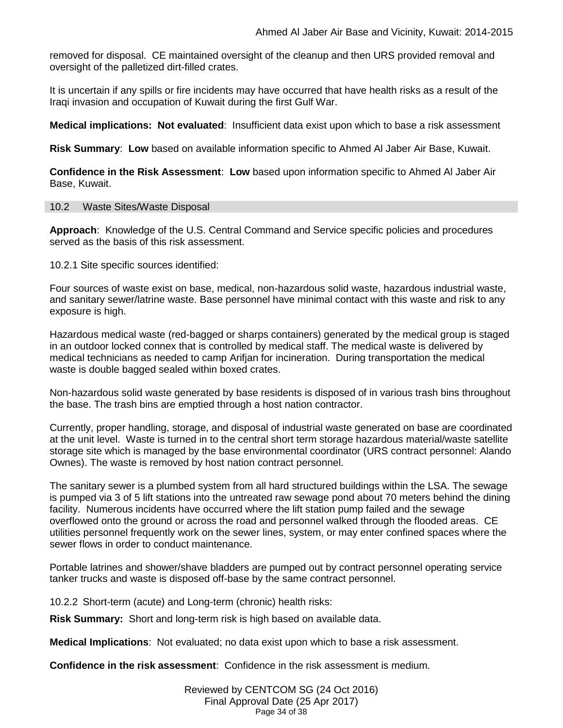removed for disposal. CE maintained oversight of the cleanup and then URS provided removal and oversight of the palletized dirt-filled crates.

It is uncertain if any spills or fire incidents may have occurred that have health risks as a result of the Iraqi invasion and occupation of Kuwait during the first Gulf War.

**Medical implications: Not evaluated**: Insufficient data exist upon which to base a risk assessment

**Risk Summary**: **Low** based on available information specific to Ahmed Al Jaber Air Base, Kuwait.

**Confidence in the Risk Assessment**: **Low** based upon information specific to Ahmed Al Jaber Air Base, Kuwait.

## 10.2 Waste Sites/Waste Disposal

**Approach**: Knowledge of the U.S. Central Command and Service specific policies and procedures served as the basis of this risk assessment.

10.2.1 Site specific sources identified:

Four sources of waste exist on base, medical, non-hazardous solid waste, hazardous industrial waste, and sanitary sewer/latrine waste. Base personnel have minimal contact with this waste and risk to any exposure is high.

Hazardous medical waste (red-bagged or sharps containers) generated by the medical group is staged in an outdoor locked connex that is controlled by medical staff. The medical waste is delivered by medical technicians as needed to camp Arifjan for incineration. During transportation the medical waste is double bagged sealed within boxed crates.

Non-hazardous solid waste generated by base residents is disposed of in various trash bins throughout the base. The trash bins are emptied through a host nation contractor.

Currently, proper handling, storage, and disposal of industrial waste generated on base are coordinated at the unit level. Waste is turned in to the central short term storage hazardous material/waste satellite storage site which is managed by the base environmental coordinator (URS contract personnel: Alando Ownes). The waste is removed by host nation contract personnel.

The sanitary sewer is a plumbed system from all hard structured buildings within the LSA. The sewage is pumped via 3 of 5 lift stations into the untreated raw sewage pond about 70 meters behind the dining facility. Numerous incidents have occurred where the lift station pump failed and the sewage overflowed onto the ground or across the road and personnel walked through the flooded areas. CE utilities personnel frequently work on the sewer lines, system, or may enter confined spaces where the sewer flows in order to conduct maintenance.

Portable latrines and shower/shave bladders are pumped out by contract personnel operating service tanker trucks and waste is disposed off-base by the same contract personnel.

10.2.2 Short-term (acute) and Long-term (chronic) health risks:

**Risk Summary:** Short and long-term risk is high based on available data.

**Medical Implications**: Not evaluated; no data exist upon which to base a risk assessment.

**Confidence in the risk assessment**: Confidence in the risk assessment is medium.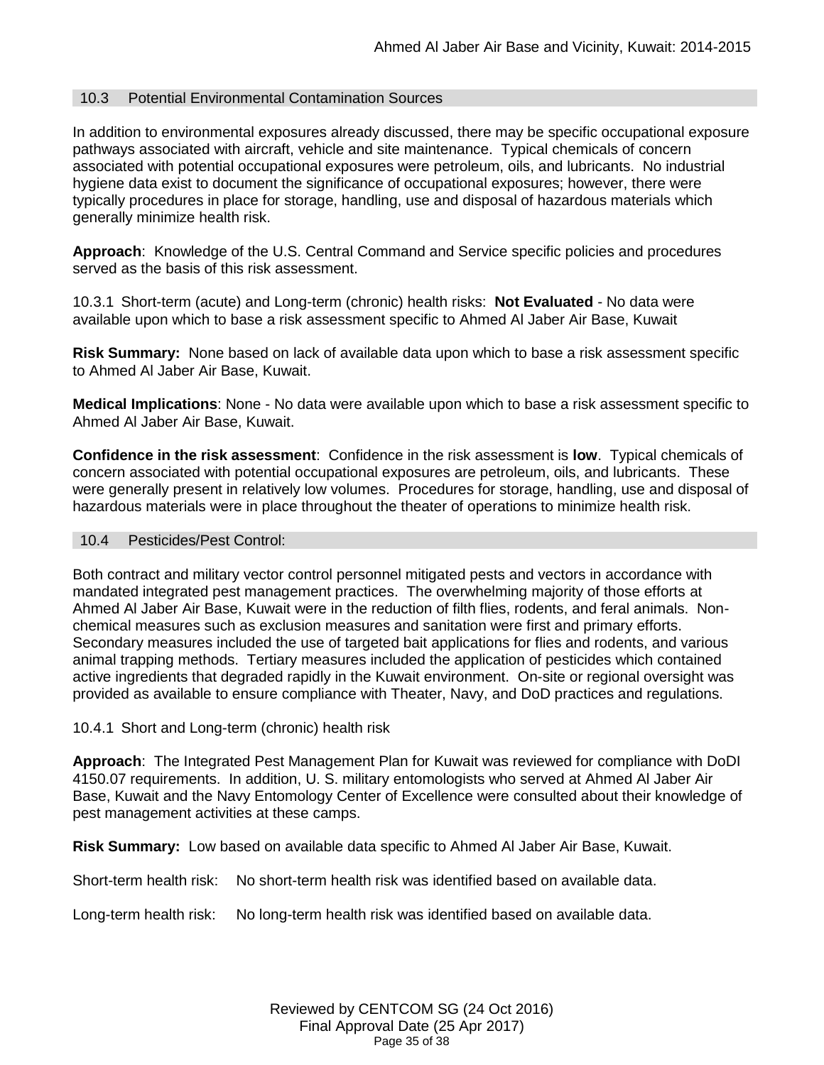## 10.3 Potential Environmental Contamination Sources

In addition to environmental exposures already discussed, there may be specific occupational exposure pathways associated with aircraft, vehicle and site maintenance. Typical chemicals of concern associated with potential occupational exposures were petroleum, oils, and lubricants. No industrial hygiene data exist to document the significance of occupational exposures; however, there were typically procedures in place for storage, handling, use and disposal of hazardous materials which generally minimize health risk.

**Approach**: Knowledge of the U.S. Central Command and Service specific policies and procedures served as the basis of this risk assessment.

10.3.1 Short-term (acute) and Long-term (chronic) health risks: **Not Evaluated** - No data were available upon which to base a risk assessment specific to Ahmed Al Jaber Air Base, Kuwait

**Risk Summary:** None based on lack of available data upon which to base a risk assessment specific to Ahmed Al Jaber Air Base, Kuwait.

**Medical Implications**: None - No data were available upon which to base a risk assessment specific to Ahmed Al Jaber Air Base, Kuwait.

**Confidence in the risk assessment**: Confidence in the risk assessment is **low**. Typical chemicals of concern associated with potential occupational exposures are petroleum, oils, and lubricants. These were generally present in relatively low volumes. Procedures for storage, handling, use and disposal of hazardous materials were in place throughout the theater of operations to minimize health risk.

## 10.4 Pesticides/Pest Control:

Both contract and military vector control personnel mitigated pests and vectors in accordance with mandated integrated pest management practices. The overwhelming majority of those efforts at Ahmed Al Jaber Air Base, Kuwait were in the reduction of filth flies, rodents, and feral animals. Non-chemical measures such as exclusion measures and sanitation were first and primary efforts. Secondary measures included the use of targeted bait applications for flies and rodents, and various animal trapping methods. Tertiary measures included the application of pesticides which contained active ingredients that degraded rapidly in the Kuwait environment. On-site or regional oversight was provided as available to ensure compliance with Theater, Navy, and DoD practices and regulations.

10.4.1 Short and Long-term (chronic) health risk

**Approach**: The Integrated Pest Management Plan for Kuwait was reviewed for compliance with DoDI 4150.07 requirements. In addition, U. S. military entomologists who served at Ahmed Al Jaber Air Base, Kuwait and the Navy Entomology Center of Excellence were consulted about their knowledge of pest management activities at these camps.

**Risk Summary:** Low based on available data specific to Ahmed Al Jaber Air Base, Kuwait.

Short-term health risk: No short-term health risk was identified based on available data.

Long-term health risk: No long-term health risk was identified based on available data.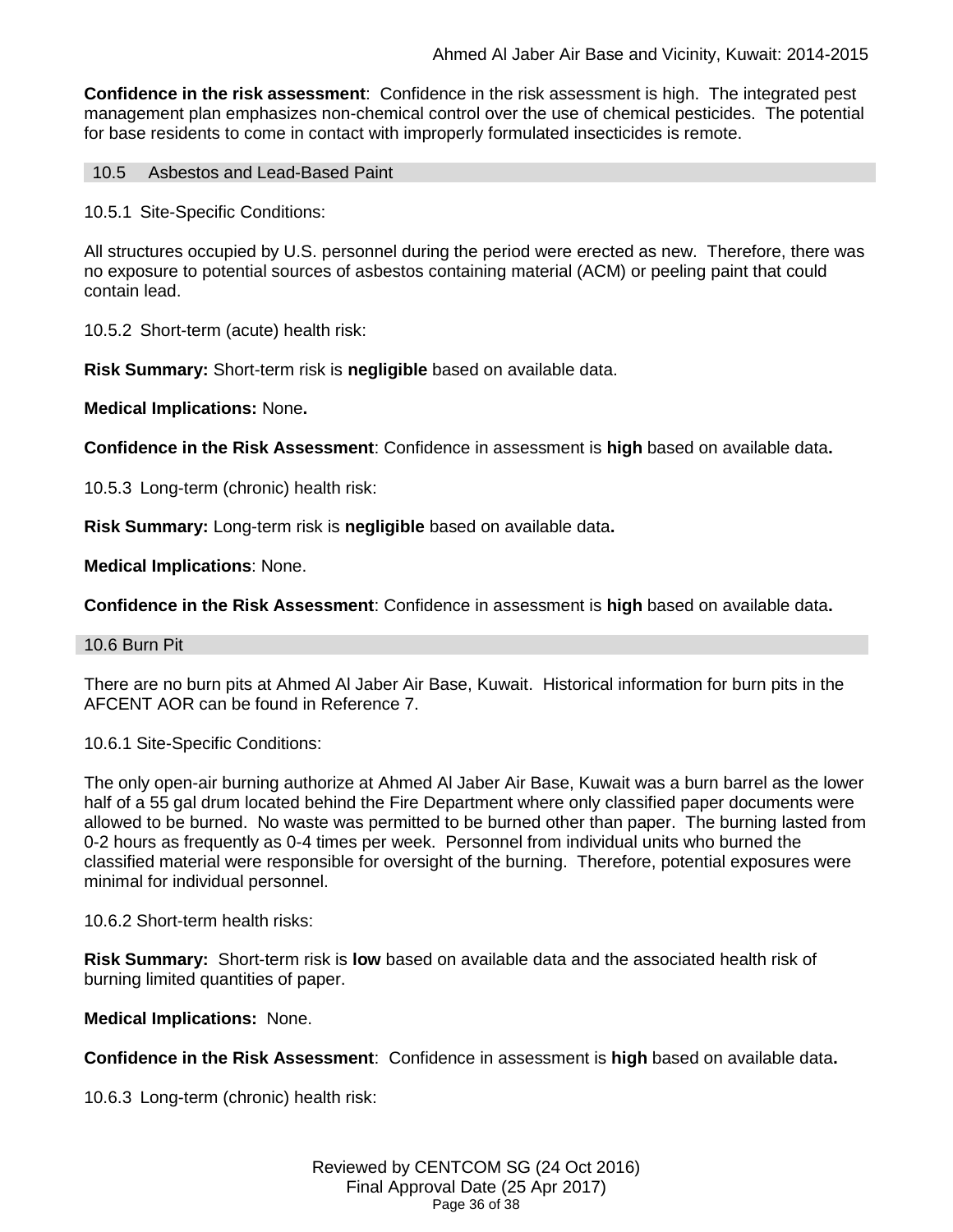**Confidence in the risk assessment**: Confidence in the risk assessment is high. The integrated pest management plan emphasizes non-chemical control over the use of chemical pesticides. The potential for base residents to come in contact with improperly formulated insecticides is remote.

## 10.5 Asbestos and Lead-Based Paint

10.5.1 Site-Specific Conditions:

All structures occupied by U.S. personnel during the period were erected as new. Therefore, there was no exposure to potential sources of asbestos containing material (ACM) or peeling paint that could contain lead.

10.5.2 Short-term (acute) health risk:

**Risk Summary:** Short-term risk is **negligible** based on available data.

**Medical Implications:** None**.**

**Confidence in the Risk Assessment**: Confidence in assessment is **high** based on available data**.**

10.5.3 Long-term (chronic) health risk:

**Risk Summary:** Long-term risk is **negligible** based on available data**.**

**Medical Implications**: None.

**Confidence in the Risk Assessment**: Confidence in assessment is **high** based on available data**.**

## 10.6 Burn Pit

There are no burn pits at Ahmed Al Jaber Air Base, Kuwait. Historical information for burn pits in the AFCENT AOR can be found in Reference 7.

10.6.1 Site-Specific Conditions:

The only open-air burning authorize at Ahmed Al Jaber Air Base, Kuwait was a burn barrel as the lower half of a 55 gal drum located behind the Fire Department where only classified paper documents were allowed to be burned. No waste was permitted to be burned other than paper. The burning lasted from 0-2 hours as frequently as 0-4 times per week. Personnel from individual units who burned the classified material were responsible for oversight of the burning. Therefore, potential exposures were minimal for individual personnel.

10.6.2 Short-term health risks:

**Risk Summary:** Short-term risk is **low** based on available data and the associated health risk of burning limited quantities of paper.

**Medical Implications:** None.

**Confidence in the Risk Assessment**: Confidence in assessment is **high** based on available data**.**

10.6.3 Long-term (chronic) health risk: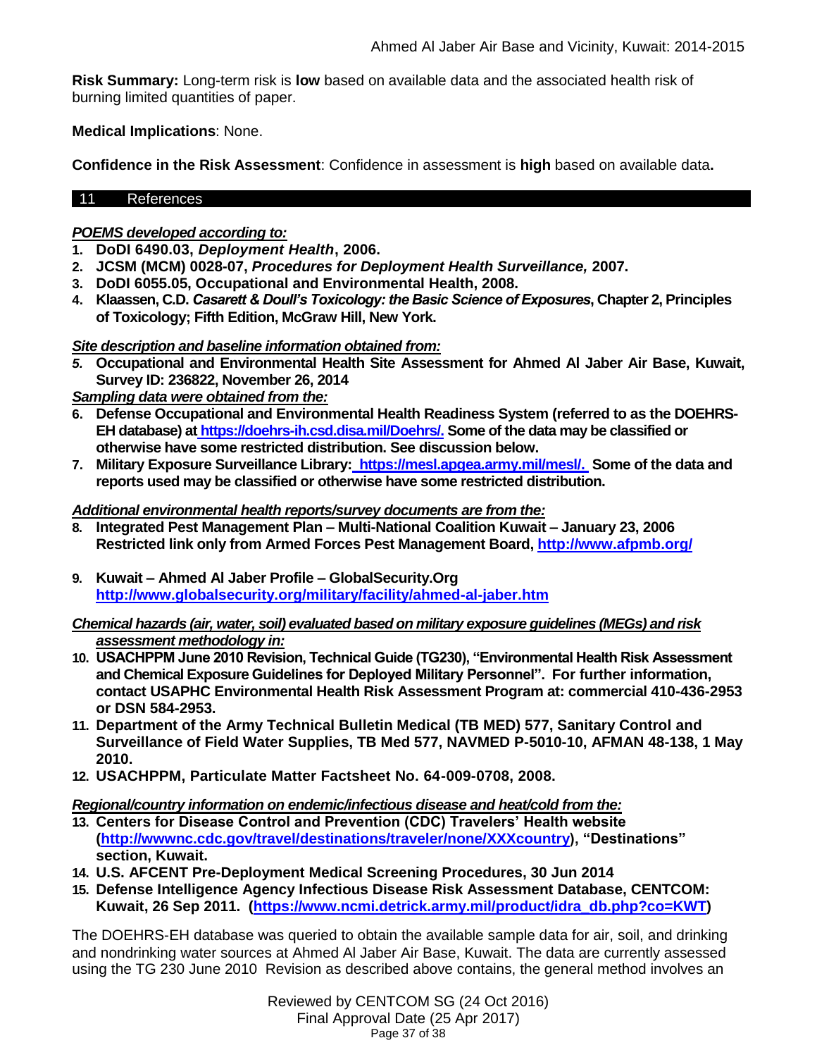**Risk Summary:** Long-term risk is **low** based on available data and the associated health risk of burning limited quantities of paper.

**Medical Implications**: None.

**Confidence in the Risk Assessment**: Confidence in assessment is **high** based on available data**.**

## 11 References

***POEMS developed according to:***

1. **DoDI 6490.03, *Deployment Health*, 2006.**
2. **JCSM (MCM) 0028-07, *Procedures for Deployment Health Surveillance,* 2007.**
3. **DoDI 6055.05, Occupational and Environmental Health, 2008.**
4. **Klaassen, C.D. *Casarett & Doull's Toxicology: the Basic Science of Exposures*, Chapter 2, Principles of Toxicology; Fifth Edition, McGraw Hill, New York.**

***Site description and baseline information obtained from:***

5. **Occupational and Environmental Health Site Assessment for Ahmed Al Jaber Air Base, Kuwait, Survey ID: 236822, November 26, 2014**

***Sampling data were obtained from the:***

6. **Defense Occupational and Environmental Health Readiness System (referred to as the DOEHRS-EH database) at https://doehrs-ih.csd.disa.mil/Doehrs/. Some of the data may be classified or otherwise have some restricted distribution. See discussion below.**
7. **Military Exposure Surveillance Library: https://mesl.apgea.army.mil/mesl/. Some of the data and reports used may be classified or otherwise have some restricted distribution.**

***Additional environmental health reports/survey documents are from the:***

8. **Integrated Pest Management Plan – Multi-National Coalition Kuwait – January 23, 2006 Restricted link only from Armed Forces Pest Management Board, http://www.afpmb.org/**
9. **Kuwait – Ahmed Al Jaber Profile – GlobalSecurity.Org http://www.globalsecurity.org/military/facility/ahmed-al-jaber.htm**

***Chemical hazards (air, water, soil) evaluated based on military exposure guidelines (MEGs) and risk assessment methodology in:***

10. **USACHPPM June 2010 Revision, Technical Guide (TG230), "Environmental Health Risk Assessment and Chemical Exposure Guidelines for Deployed Military Personnel". For further information, contact USAPHC Environmental Health Risk Assessment Program at: commercial 410-436-2953 or DSN 584-2953.**
11. **Department of the Army Technical Bulletin Medical (TB MED) 577, Sanitary Control and Surveillance of Field Water Supplies, TB Med 577, NAVMED P-5010-10, AFMAN 48-138, 1 May 2010.**
12. **USACHPPM, Particulate Matter Factsheet No. 64-009-0708, 2008.**

***Regional/country information on endemic/infectious disease and heat/cold from the:***

13. **Centers for Disease Control and Prevention (CDC) Travelers' Health website (http://wwwnc.cdc.gov/travel/destinations/traveler/none/XXXcountry), "Destinations" section, Kuwait.**
14. **U.S. AFCENT Pre-Deployment Medical Screening Procedures, 30 Jun 2014**
15. **Defense Intelligence Agency Infectious Disease Risk Assessment Database, CENTCOM: Kuwait, 26 Sep 2011. (https://www.ncmi.detrick.army.mil/product/idra_db.php?co=KWT)**

The DOEHRS-EH database was queried to obtain the available sample data for air, soil, and drinking and nondrinking water sources at Ahmed Al Jaber Air Base, Kuwait. The data are currently assessed using the TG 230 June 2010 Revision as described above contains, the general method involves an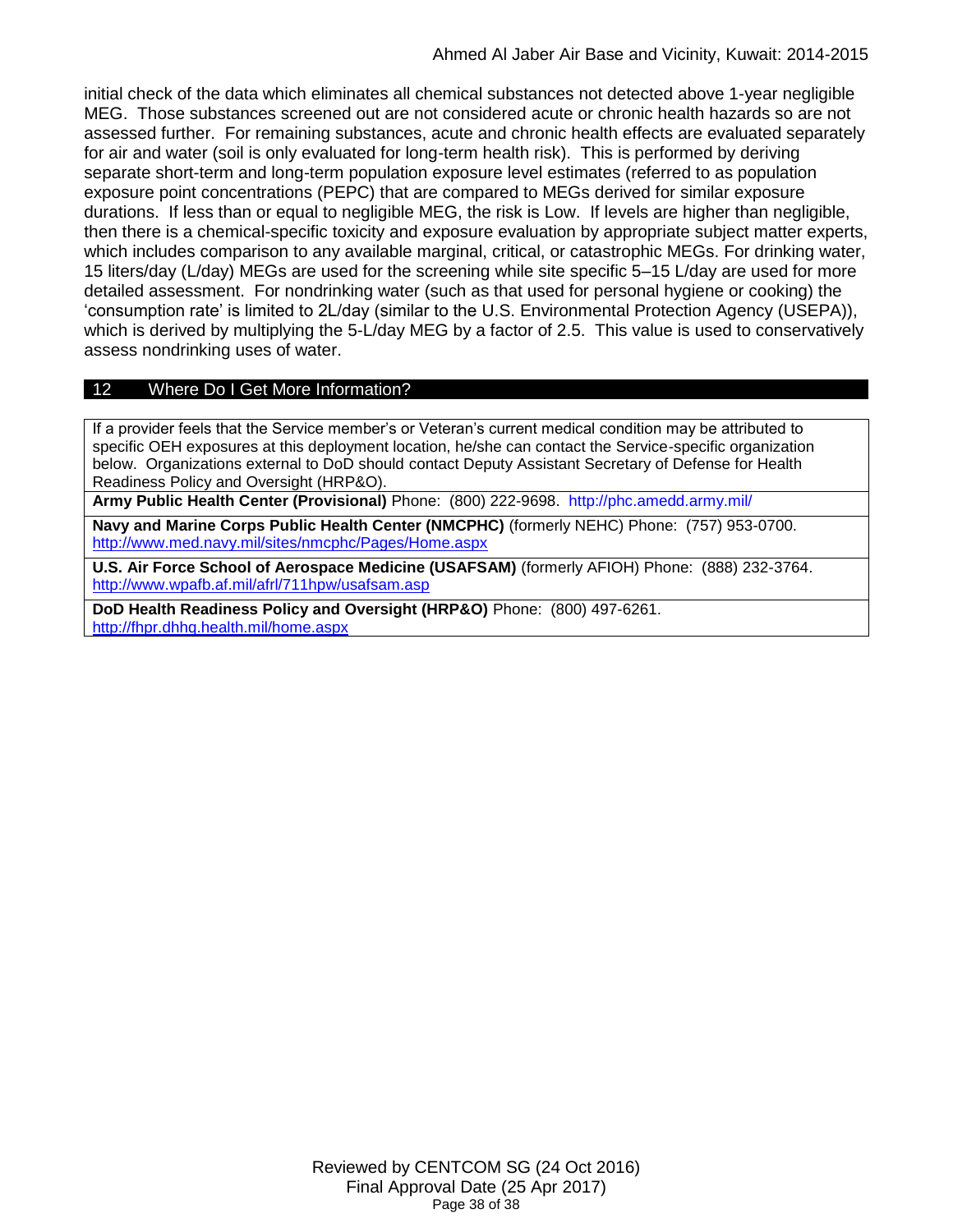initial check of the data which eliminates all chemical substances not detected above 1-year negligible MEG. Those substances screened out are not considered acute or chronic health hazards so are not assessed further. For remaining substances, acute and chronic health effects are evaluated separately for air and water (soil is only evaluated for long-term health risk). This is performed by deriving separate short-term and long-term population exposure level estimates (referred to as population exposure point concentrations (PEPC) that are compared to MEGs derived for similar exposure durations. If less than or equal to negligible MEG, the risk is Low. If levels are higher than negligible, then there is a chemical-specific toxicity and exposure evaluation by appropriate subject matter experts, which includes comparison to any available marginal, critical, or catastrophic MEGs. For drinking water, 15 liters/day (L/day) MEGs are used for the screening while site specific 5–15 L/day are used for more detailed assessment. For nondrinking water (such as that used for personal hygiene or cooking) the 'consumption rate' is limited to 2L/day (similar to the U.S. Environmental Protection Agency (USEPA)), which is derived by multiplying the 5-L/day MEG by a factor of 2.5. This value is used to conservatively assess nondrinking uses of water.

## 12 Where Do I Get More Information?

| |
|---|
| If a provider feels that the Service member's or Veteran's current medical condition may be attributed to specific OEH exposures at this deployment location, he/she can contact the Service-specific organization below. Organizations external to DoD should contact Deputy Assistant Secretary of Defense for Health Readiness Policy and Oversight (HRP&O). |
| **Army Public Health Center (Provisional)** Phone: (800) 222-9698. http://phc.amedd.army.mil/ |
| **Navy and Marine Corps Public Health Center (NMCPHC)** (formerly NEHC) Phone: (757) 953-0700. http://www.med.navy.mil/sites/nmcphc/Pages/Home.aspx |
| **U.S. Air Force School of Aerospace Medicine (USAFSAM)** (formerly AFIOH) Phone: (888) 232-3764. http://www.wpafb.af.mil/afrl/711hpw/usafsam.asp |
| **DoD Health Readiness Policy and Oversight (HRP&O)** Phone: (800) 497-6261. http://fhpr.dhhq.health.mil/home.aspx |